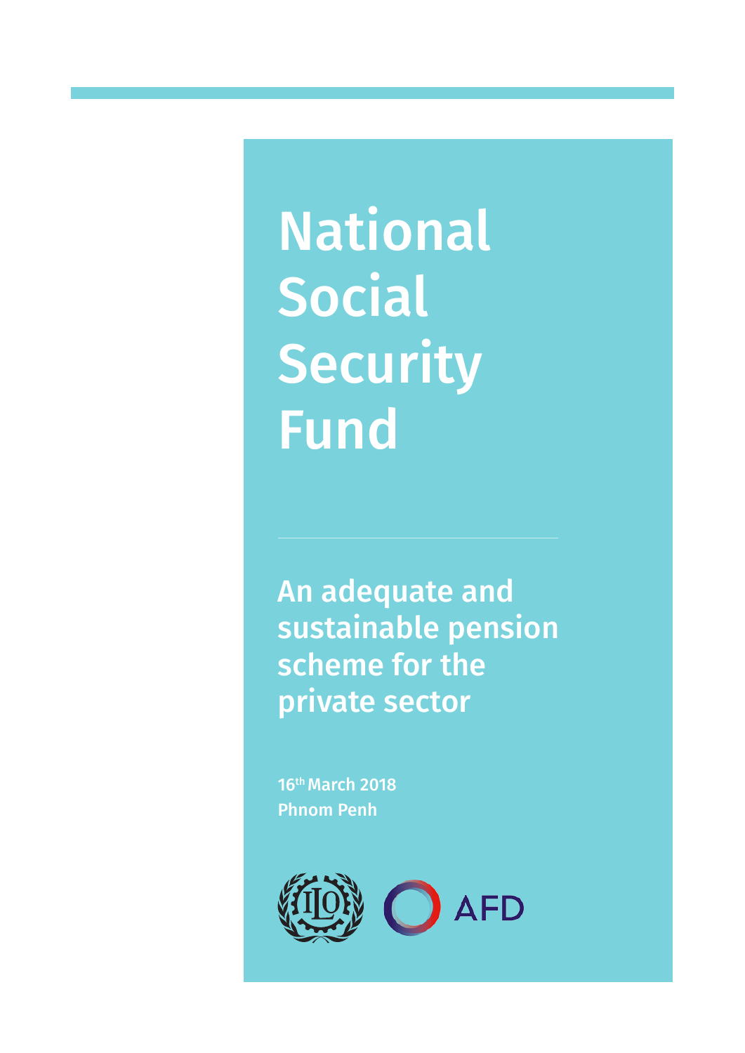# National Social Security Fund

## An adequate and sustainable pension scheme for the private sector

16th March 2018
Phnom Penh

AFD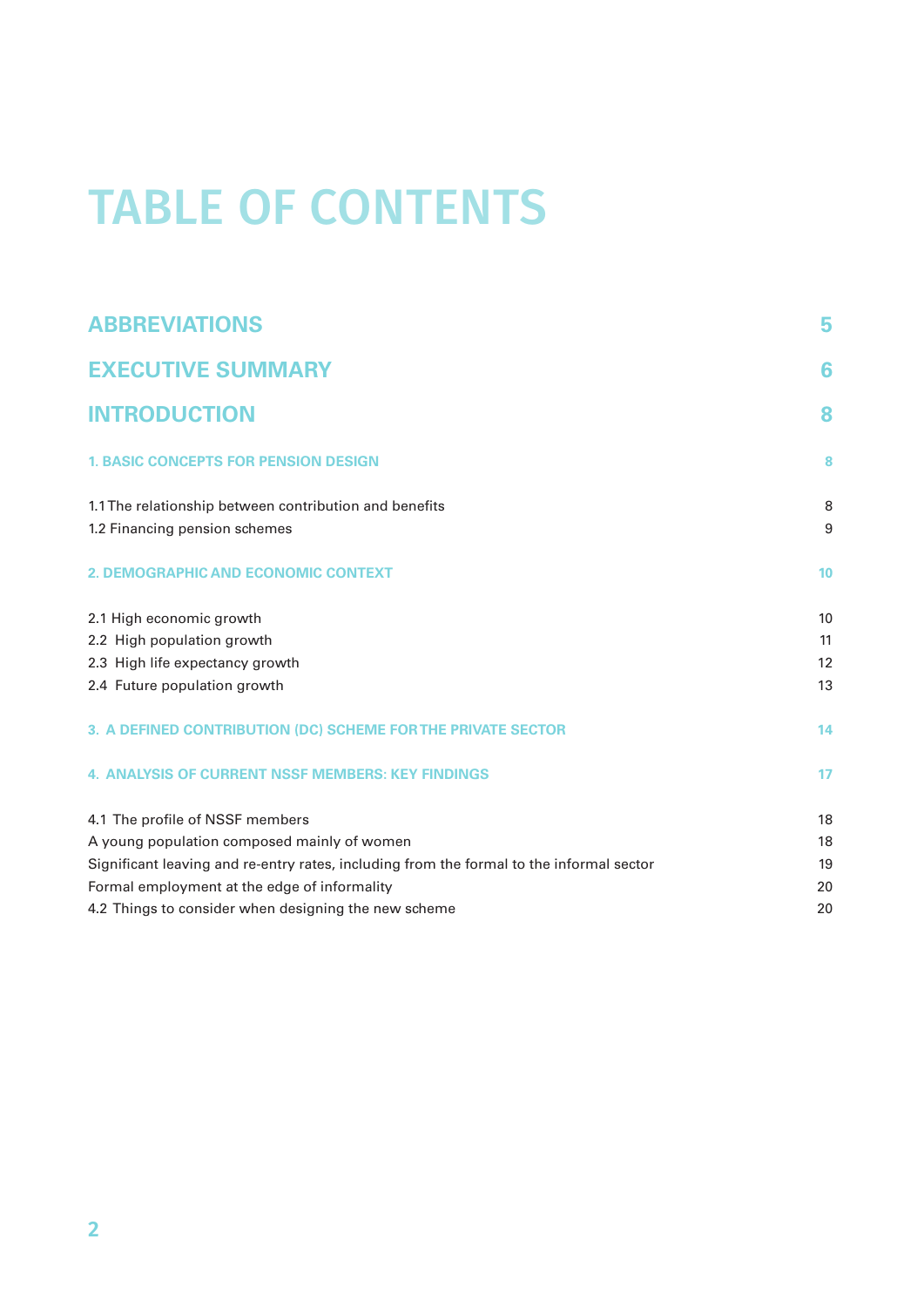# TABLE OF CONTENTS

| | |
|---|---|
| **ABBREVIATIONS** | **5** |
| **EXECUTIVE SUMMARY** | **6** |
| **INTRODUCTION** | **8** |
| **1. BASIC CONCEPTS FOR PENSION DESIGN** | **8** |
| 1.1 The relationship between contribution and benefits | 8 |
| 1.2 Financing pension schemes | 9 |
| **2. DEMOGRAPHIC AND ECONOMIC CONTEXT** | **10** |
| 2.1 High economic growth | 10 |
| 2.2 High population growth | 11 |
| 2.3 High life expectancy growth | 12 |
| 2.4 Future population growth | 13 |
| **3. A DEFINED CONTRIBUTION (DC) SCHEME FOR THE PRIVATE SECTOR** | **14** |
| **4. ANALYSIS OF CURRENT NSSF MEMBERS: KEY FINDINGS** | **17** |
| 4.1 The profile of NSSF members | 18 |
| A young population composed mainly of women | 18 |
| Significant leaving and re-entry rates, including from the formal to the informal sector | 19 |
| Formal employment at the edge of informality | 20 |
| 4.2 Things to consider when designing the new scheme | 20 |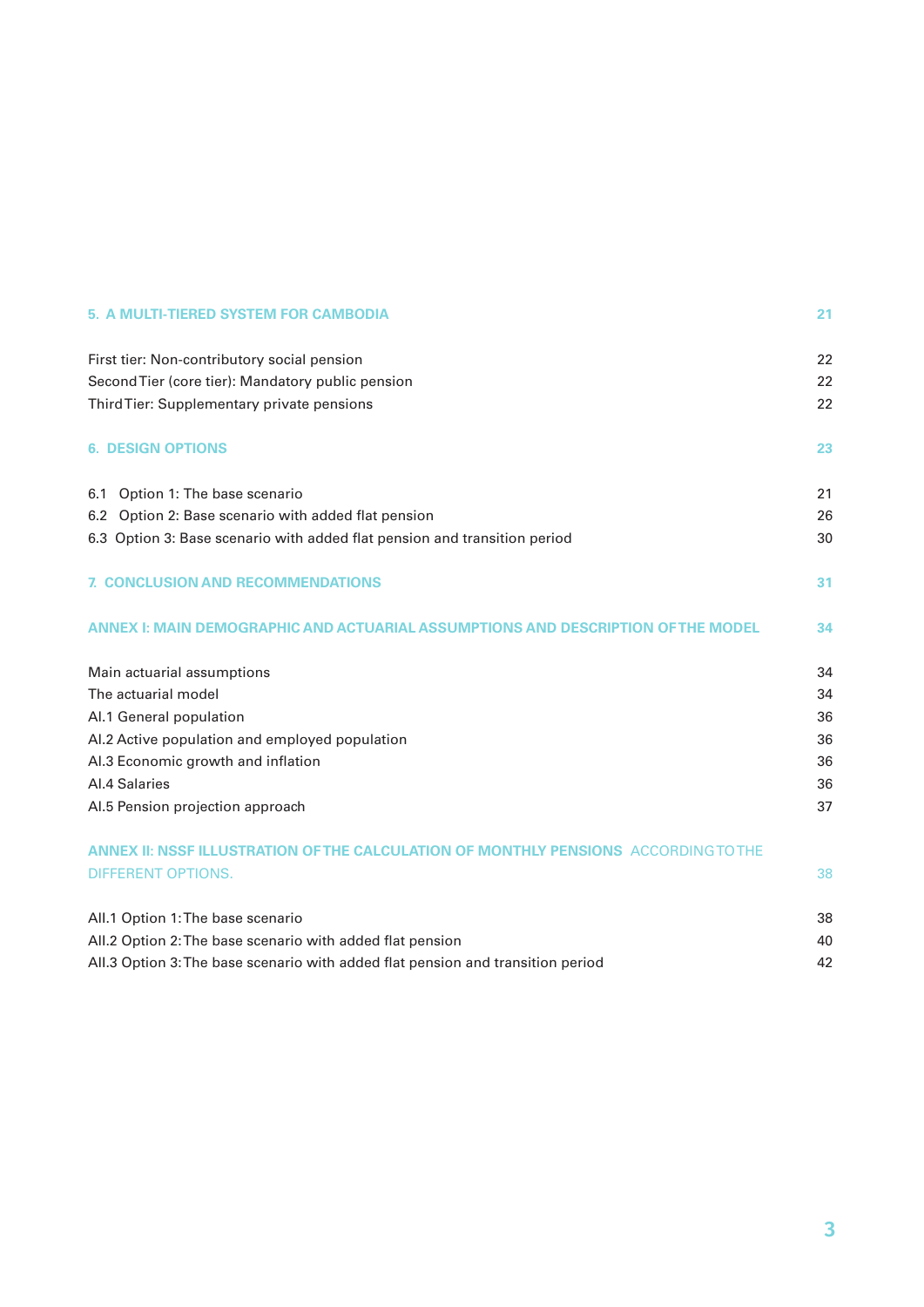| | |
|---|---|
| **5. A MULTI-TIERED SYSTEM FOR CAMBODIA** | **21** |
| First tier: Non-contributory social pension | 22 |
| Second Tier (core tier): Mandatory public pension | 22 |
| Third Tier: Supplementary private pensions | 22 |
| **6. DESIGN OPTIONS** | **23** |
| 6.1 Option 1: The base scenario | 21 |
| 6.2 Option 2: Base scenario with added flat pension | 26 |
| 6.3 Option 3: Base scenario with added flat pension and transition period | 30 |
| **7. CONCLUSION AND RECOMMENDATIONS** | **31** |
| **ANNEX I: MAIN DEMOGRAPHIC AND ACTUARIAL ASSUMPTIONS AND DESCRIPTION OF THE MODEL** | **34** |
| Main actuarial assumptions | 34 |
| The actuarial model | 34 |
| AI.1 General population | 36 |
| AI.2 Active population and employed population | 36 |
| AI.3 Economic growth and inflation | 36 |
| AI.4 Salaries | 36 |
| AI.5 Pension projection approach | 37 |
| **ANNEX II: NSSF ILLUSTRATION OF THE CALCULATION OF MONTHLY PENSIONS** ACCORDING TO THE DIFFERENT OPTIONS. | 38 |
| AII.1 Option 1: The base scenario | 38 |
| AII.2 Option 2: The base scenario with added flat pension | 40 |
| AII.3 Option 3: The base scenario with added flat pension and transition period | 42 |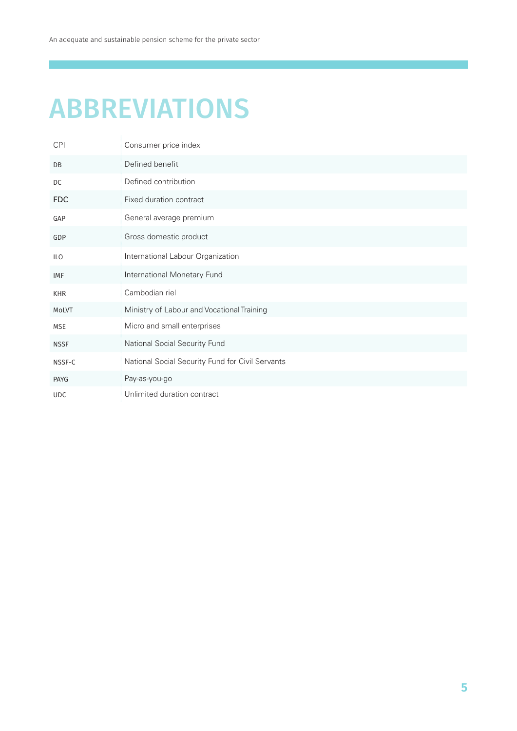# ABBREVIATIONS

| | |
|---|---|
| CPI | Consumer price index |
| DB | Defined benefit |
| DC | Defined contribution |
| FDC | Fixed duration contract |
| GAP | General average premium |
| GDP | Gross domestic product |
| ILO | International Labour Organization |
| IMF | International Monetary Fund |
| KHR | Cambodian riel |
| MoLVT | Ministry of Labour and Vocational Training |
| MSE | Micro and small enterprises |
| NSSF | National Social Security Fund |
| NSSF-C | National Social Security Fund for Civil Servants |
| PAYG | Pay-as-you-go |
| UDC | Unlimited duration contract |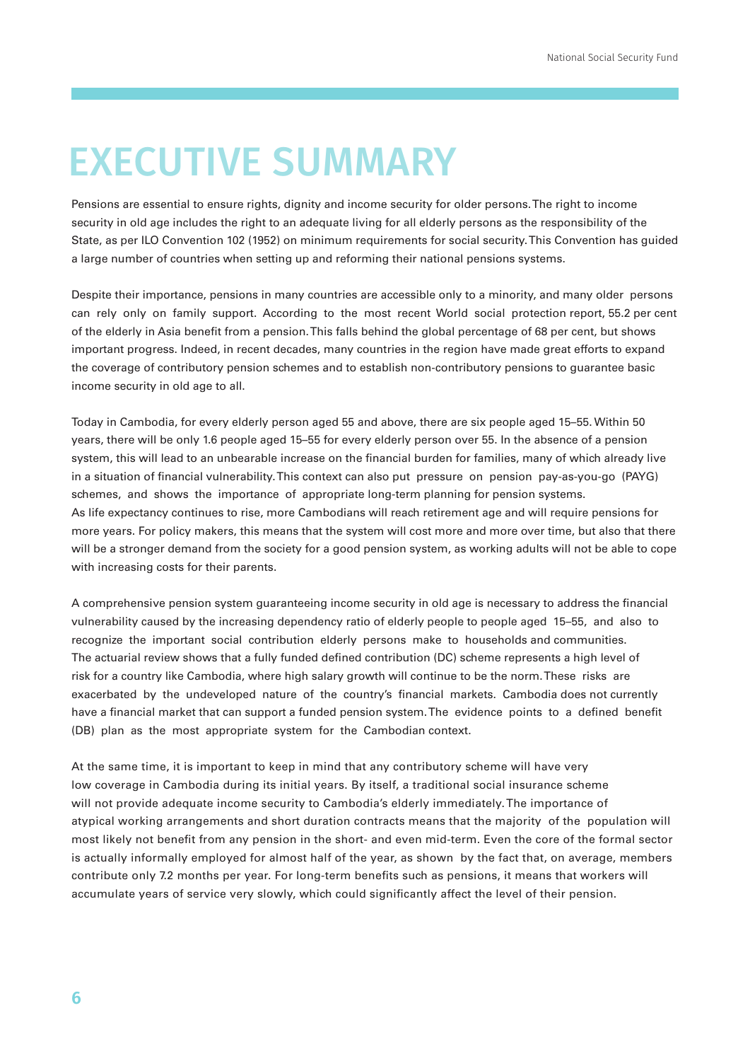# EXECUTIVE SUMMARY

Pensions are essential to ensure rights, dignity and income security for older persons. The right to income security in old age includes the right to an adequate living for all elderly persons as the responsibility of the State, as per ILO Convention 102 (1952) on minimum requirements for social security. This Convention has guided a large number of countries when setting up and reforming their national pensions systems.

Despite their importance, pensions in many countries are accessible only to a minority, and many older persons can rely only on family support. According to the most recent World social protection report, 55.2 per cent of the elderly in Asia benefit from a pension. This falls behind the global percentage of 68 per cent, but shows important progress. Indeed, in recent decades, many countries in the region have made great efforts to expand the coverage of contributory pension schemes and to establish non-contributory pensions to guarantee basic income security in old age to all.

Today in Cambodia, for every elderly person aged 55 and above, there are six people aged 15–55. Within 50 years, there will be only 1.6 people aged 15–55 for every elderly person over 55. In the absence of a pension system, this will lead to an unbearable increase on the financial burden for families, many of which already live in a situation of financial vulnerability. This context can also put pressure on pension pay-as-you-go (PAYG) schemes, and shows the importance of appropriate long-term planning for pension systems.

As life expectancy continues to rise, more Cambodians will reach retirement age and will require pensions for more years. For policy makers, this means that the system will cost more and more over time, but also that there will be a stronger demand from the society for a good pension system, as working adults will not be able to cope with increasing costs for their parents.

A comprehensive pension system guaranteeing income security in old age is necessary to address the financial vulnerability caused by the increasing dependency ratio of elderly people to people aged 15–55, and also to recognize the important social contribution elderly persons make to households and communities.

The actuarial review shows that a fully funded defined contribution (DC) scheme represents a high level of risk for a country like Cambodia, where high salary growth will continue to be the norm. These risks are exacerbated by the undeveloped nature of the country's financial markets. Cambodia does not currently have a financial market that can support a funded pension system. The evidence points to a defined benefit (DB) plan as the most appropriate system for the Cambodian context.

At the same time, it is important to keep in mind that any contributory scheme will have very low coverage in Cambodia during its initial years. By itself, a traditional social insurance scheme will not provide adequate income security to Cambodia's elderly immediately. The importance of atypical working arrangements and short duration contracts means that the majority of the population will most likely not benefit from any pension in the short- and even mid-term. Even the core of the formal sector is actually informally employed for almost half of the year, as shown by the fact that, on average, members contribute only 7.2 months per year. For long-term benefits such as pensions, it means that workers will accumulate years of service very slowly, which could significantly affect the level of their pension.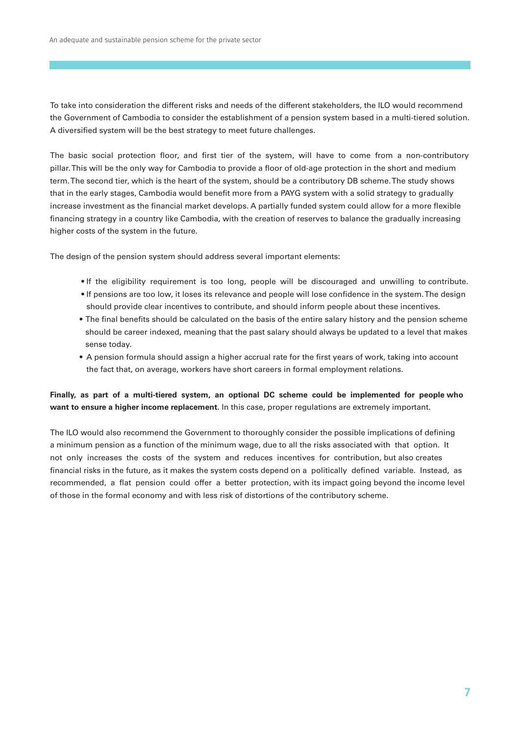To take into consideration the different risks and needs of the different stakeholders, the ILO would recommend the Government of Cambodia to consider the establishment of a pension system based in a multi-tiered solution. A diversified system will be the best strategy to meet future challenges.

The basic social protection floor, and first tier of the system, will have to come from a non-contributory pillar. This will be the only way for Cambodia to provide a floor of old-age protection in the short and medium term. The second tier, which is the heart of the system, should be a contributory DB scheme. The study shows that in the early stages, Cambodia would benefit more from a PAYG system with a solid strategy to gradually increase investment as the financial market develops. A partially funded system could allow for a more flexible financing strategy in a country like Cambodia, with the creation of reserves to balance the gradually increasing higher costs of the system in the future.

The design of the pension system should address several important elements:

- If the eligibility requirement is too long, people will be discouraged and unwilling to contribute.
- If pensions are too low, it loses its relevance and people will lose confidence in the system. The design should provide clear incentives to contribute, and should inform people about these incentives.
- The final benefits should be calculated on the basis of the entire salary history and the pension scheme should be career indexed, meaning that the past salary should always be updated to a level that makes sense today.
- A pension formula should assign a higher accrual rate for the first years of work, taking into account the fact that, on average, workers have short careers in formal employment relations.

**Finally, as part of a multi-tiered system, an optional DC scheme could be implemented for people who want to ensure a higher income replacement.** In this case, proper regulations are extremely important.

The ILO would also recommend the Government to thoroughly consider the possible implications of defining a minimum pension as a function of the minimum wage, due to all the risks associated with that option. It not only increases the costs of the system and reduces incentives for contribution, but also creates financial risks in the future, as it makes the system costs depend on a politically defined variable. Instead, as recommended, a flat pension could offer a better protection, with its impact going beyond the income level of those in the formal economy and with less risk of distortions of the contributory scheme.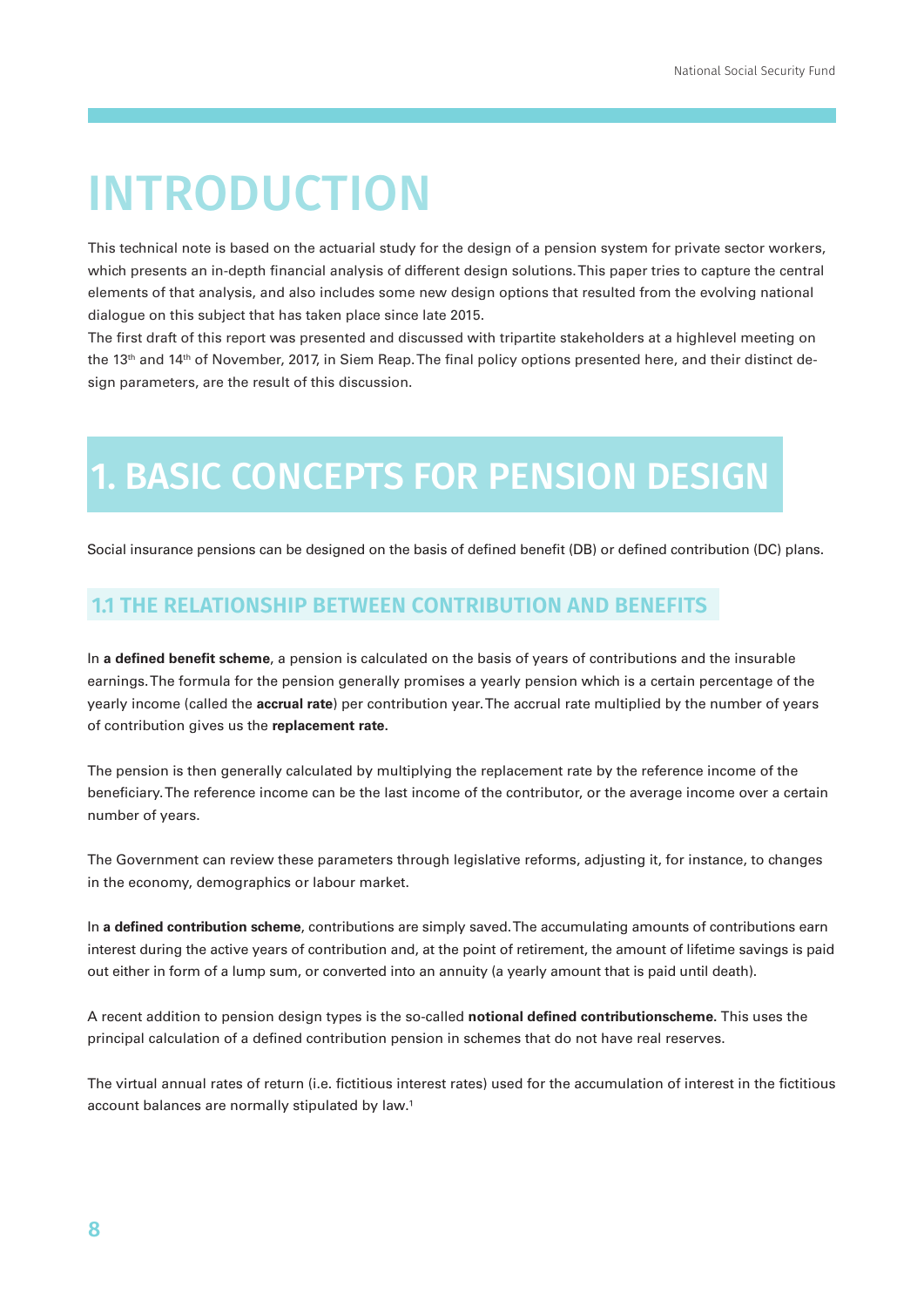# INTRODUCTION

This technical note is based on the actuarial study for the design of a pension system for private sector workers, which presents an in-depth financial analysis of different design solutions. This paper tries to capture the central elements of that analysis, and also includes some new design options that resulted from the evolving national dialogue on this subject that has taken place since late 2015.

The first draft of this report was presented and discussed with tripartite stakeholders at a highlevel meeting on the 13th and 14th of November, 2017, in Siem Reap. The final policy options presented here, and their distinct design parameters, are the result of this discussion.

# 1. BASIC CONCEPTS FOR PENSION DESIGN

Social insurance pensions can be designed on the basis of defined benefit (DB) or defined contribution (DC) plans.

## 1.1 THE RELATIONSHIP BETWEEN CONTRIBUTION AND BENEFITS

In **a defined benefit scheme**, a pension is calculated on the basis of years of contributions and the insurable earnings. The formula for the pension generally promises a yearly pension which is a certain percentage of the yearly income (called the **accrual rate**) per contribution year. The accrual rate multiplied by the number of years of contribution gives us the **replacement rate**.

The pension is then generally calculated by multiplying the replacement rate by the reference income of the beneficiary. The reference income can be the last income of the contributor, or the average income over a certain number of years.

The Government can review these parameters through legislative reforms, adjusting it, for instance, to changes in the economy, demographics or labour market.

In **a defined contribution scheme**, contributions are simply saved. The accumulating amounts of contributions earn interest during the active years of contribution and, at the point of retirement, the amount of lifetime savings is paid out either in form of a lump sum, or converted into an annuity (a yearly amount that is paid until death).

A recent addition to pension design types is the so-called **notional defined contributionscheme**. This uses the principal calculation of a defined contribution pension in schemes that do not have real reserves.

The virtual annual rates of return (i.e. fictitious interest rates) used for the accumulation of interest in the fictitious account balances are normally stipulated by law.[1]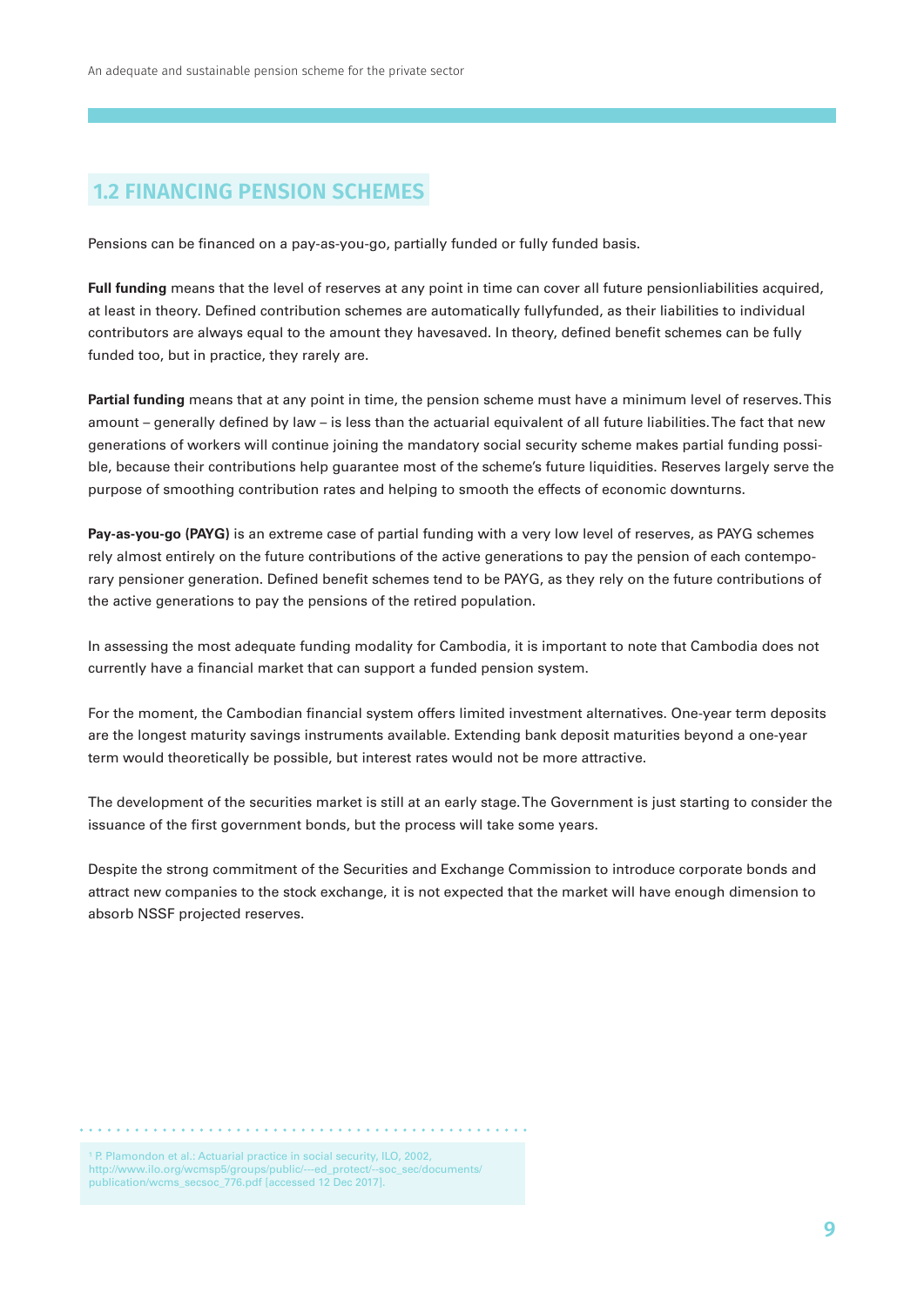## 1.2 FINANCING PENSION SCHEMES

Pensions can be financed on a pay-as-you-go, partially funded or fully funded basis.

**Full funding** means that the level of reserves at any point in time can cover all future pensionliabilities acquired, at least in theory. Defined contribution schemes are automatically fullyfunded, as their liabilities to individual contributors are always equal to the amount they havesaved. In theory, defined benefit schemes can be fully funded too, but in practice, they rarely are.

**Partial funding** means that at any point in time, the pension scheme must have a minimum level of reserves. This amount – generally defined by law – is less than the actuarial equivalent of all future liabilities. The fact that new generations of workers will continue joining the mandatory social security scheme makes partial funding possible, because their contributions help guarantee most of the scheme's future liquidities. Reserves largely serve the purpose of smoothing contribution rates and helping to smooth the effects of economic downturns.

**Pay-as-you-go (PAYG)** is an extreme case of partial funding with a very low level of reserves, as PAYG schemes rely almost entirely on the future contributions of the active generations to pay the pension of each contemporary pensioner generation. Defined benefit schemes tend to be PAYG, as they rely on the future contributions of the active generations to pay the pensions of the retired population.

In assessing the most adequate funding modality for Cambodia, it is important to note that Cambodia does not currently have a financial market that can support a funded pension system.

For the moment, the Cambodian financial system offers limited investment alternatives. One-year term deposits are the longest maturity savings instruments available. Extending bank deposit maturities beyond a one-year term would theoretically be possible, but interest rates would not be more attractive.

The development of the securities market is still at an early stage. The Government is just starting to consider the issuance of the first government bonds, but the process will take some years.

Despite the strong commitment of the Securities and Exchange Commission to introduce corporate bonds and attract new companies to the stock exchange, it is not expected that the market will have enough dimension to absorb NSSF projected reserves.

[1] P. Plamondon et al.: Actuarial practice in social security, ILO, 2002, http://www.ilo.org/wcmsp5/groups/public/---ed_protect/--soc_sec/documents/publication/wcms_secsoc_776.pdf [accessed 12 Dec 2017].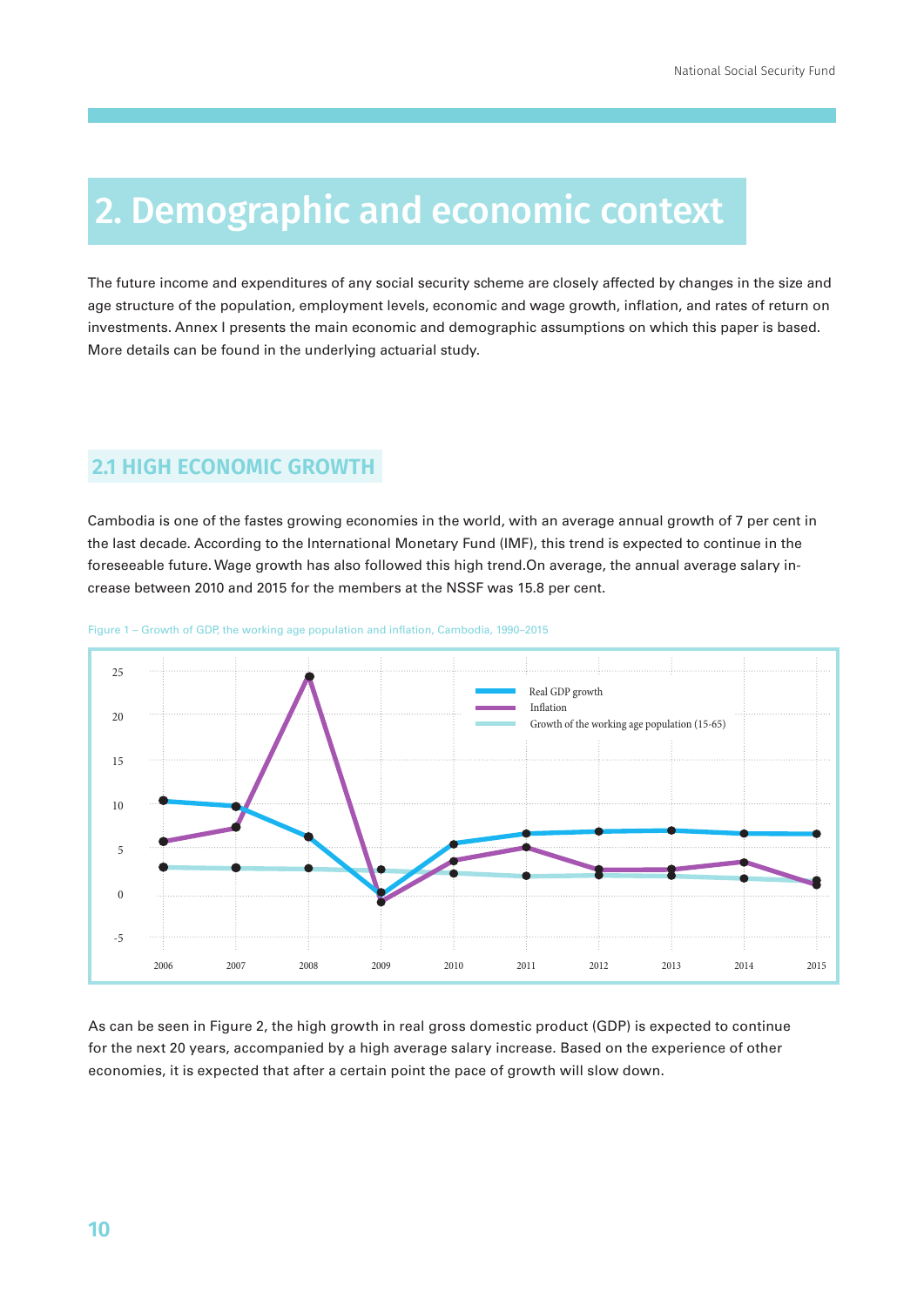# 2. Demographic and economic context

The future income and expenditures of any social security scheme are closely affected by changes in the size and age structure of the population, employment levels, economic and wage growth, inflation, and rates of return on investments. Annex I presents the main economic and demographic assumptions on which this paper is based. More details can be found in the underlying actuarial study.

## 2.1 HIGH ECONOMIC GROWTH

Cambodia is one of the fastes growing economies in the world, with an average annual growth of 7 per cent in the last decade. According to the International Monetary Fund (IMF), this trend is expected to continue in the foreseeable future. Wage growth has also followed this high trend.On average, the annual average salary increase between 2010 and 2015 for the members at the NSSF was 15.8 per cent.

Figure 1 – Growth of GDP, the working age population and inflation, Cambodia, 1990–2015

As can be seen in Figure 2, the high growth in real gross domestic product (GDP) is expected to continue for the next 20 years, accompanied by a high average salary increase. Based on the experience of other economies, it is expected that after a certain point the pace of growth will slow down.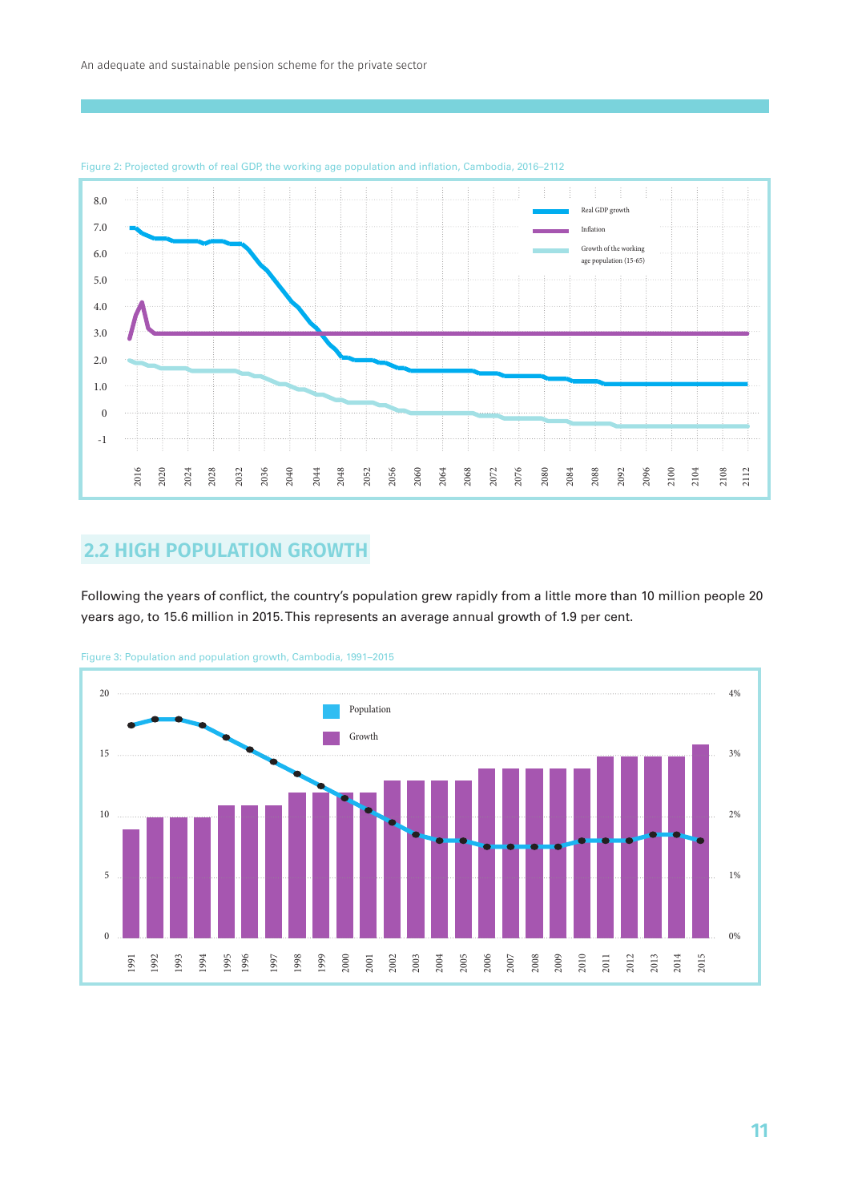Figure 2: Projected growth of real GDP, the working age population and inflation, Cambodia, 2016–2112

## 2.2 HIGH POPULATION GROWTH

Following the years of conflict, the country's population grew rapidly from a little more than 10 million people 20 years ago, to 15.6 million in 2015. This represents an average annual growth of 1.9 per cent.

Figure 3: Population and population growth, Cambodia, 1991–2015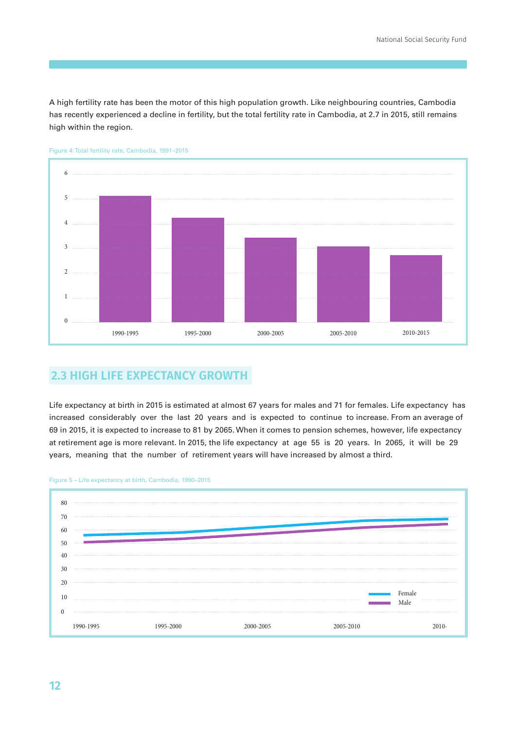A high fertility rate has been the motor of this high population growth. Like neighbouring countries, Cambodia has recently experienced a decline in fertility, but the total fertility rate in Cambodia, at 2.7 in 2015, still remains high within the region.

Figure 4: Total fertility rate, Cambodia, 1991–2015

## 2.3 HIGH LIFE EXPECTANCY GROWTH

Life expectancy at birth in 2015 is estimated at almost 67 years for males and 71 for females. Life expectancy has increased considerably over the last 20 years and is expected to continue to increase. From an average of 69 in 2015, it is expected to increase to 81 by 2065. When it comes to pension schemes, however, life expectancy at retirement age is more relevant. In 2015, the life expectancy at age 55 is 20 years. In 2065, it will be 29 years, meaning that the number of retirement years will have increased by almost a third.

Figure 5 – Life expectancy at birth, Cambodia, 1990–2015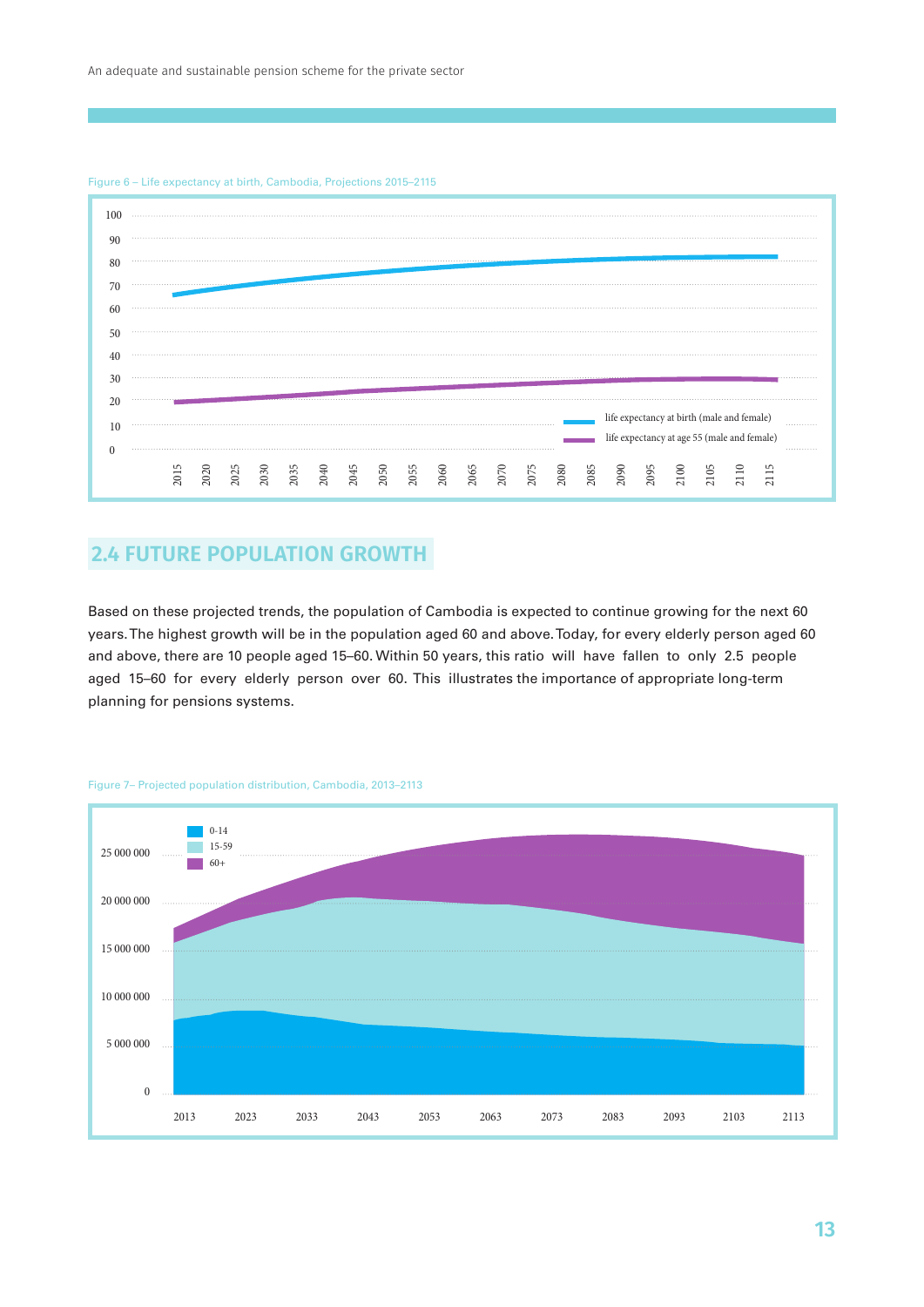Figure 6 – Life expectancy at birth, Cambodia, Projections 2015–2115

## 2.4 FUTURE POPULATION GROWTH

Based on these projected trends, the population of Cambodia is expected to continue growing for the next 60 years. The highest growth will be in the population aged 60 and above. Today, for every elderly person aged 60 and above, there are 10 people aged 15–60. Within 50 years, this ratio will have fallen to only 2.5 people aged 15–60 for every elderly person over 60. This illustrates the importance of appropriate long-term planning for pensions systems.

Figure 7– Projected population distribution, Cambodia, 2013–2113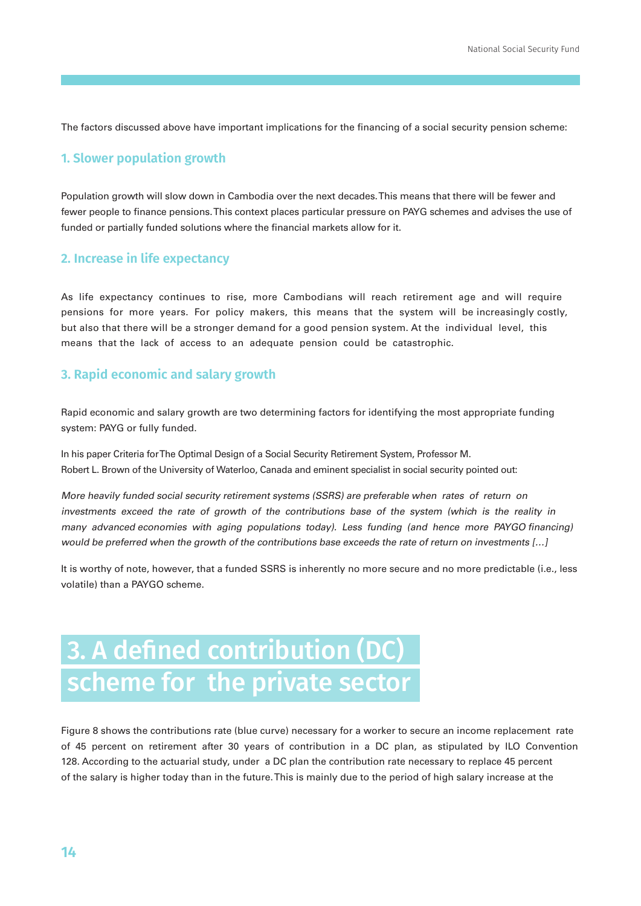The factors discussed above have important implications for the financing of a social security pension scheme:

### 1. Slower population growth

Population growth will slow down in Cambodia over the next decades. This means that there will be fewer and fewer people to finance pensions. This context places particular pressure on PAYG schemes and advises the use of funded or partially funded solutions where the financial markets allow for it.

### 2. Increase in life expectancy

As life expectancy continues to rise, more Cambodians will reach retirement age and will require pensions for more years. For policy makers, this means that the system will be increasingly costly, but also that there will be a stronger demand for a good pension system. At the individual level, this means that the lack of access to an adequate pension could be catastrophic.

### 3. Rapid economic and salary growth

Rapid economic and salary growth are two determining factors for identifying the most appropriate funding system: PAYG or fully funded.

In his paper Criteria for The Optimal Design of a Social Security Retirement System, Professor M. Robert L. Brown of the University of Waterloo, Canada and eminent specialist in social security pointed out:

*More heavily funded social security retirement systems (SSRS) are preferable when rates of return on investments exceed the rate of growth of the contributions base of the system (which is the reality in many advanced economies with aging populations today). Less funding (and hence more PAYGO financing) would be preferred when the growth of the contributions base exceeds the rate of return on investments […]*

It is worthy of note, however, that a funded SSRS is inherently no more secure and no more predictable (i.e., less volatile) than a PAYGO scheme.

# 3. A defined contribution (DC) scheme for the private sector

Figure 8 shows the contributions rate (blue curve) necessary for a worker to secure an income replacement rate of 45 percent on retirement after 30 years of contribution in a DC plan, as stipulated by ILO Convention 128. According to the actuarial study, under a DC plan the contribution rate necessary to replace 45 percent of the salary is higher today than in the future. This is mainly due to the period of high salary increase at the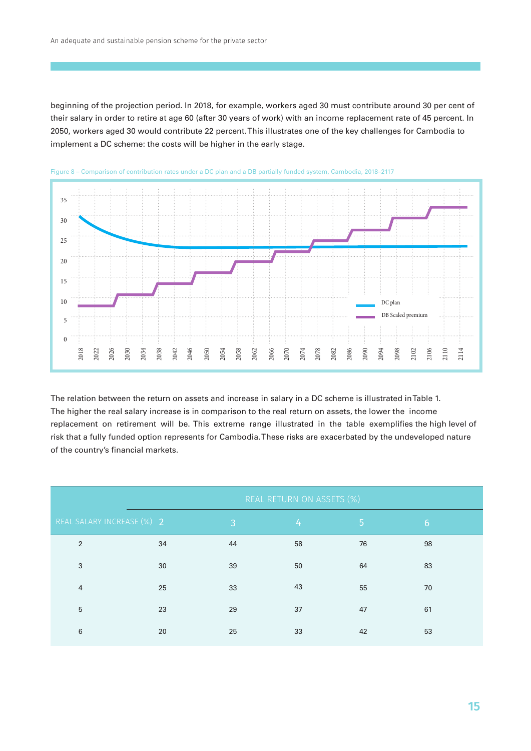beginning of the projection period. In 2018, for example, workers aged 30 must contribute around 30 per cent of their salary in order to retire at age 60 (after 30 years of work) with an income replacement rate of 45 percent. In 2050, workers aged 30 would contribute 22 percent. This illustrates one of the key challenges for Cambodia to implement a DC scheme: the costs will be higher in the early stage.

Figure 8 – Comparison of contribution rates under a DC plan and a DB partially funded system, Cambodia, 2018–2117

The relation between the return on assets and increase in salary in a DC scheme is illustrated in Table 1. The higher the real salary increase is in comparison to the real return on assets, the lower the income replacement on retirement will be. This extreme range illustrated in the table exemplifies the high level of risk that a fully funded option represents for Cambodia. These risks are exacerbated by the undeveloped nature of the country's financial markets.

| | REAL RETURN ON ASSETS (%) | | | | |
|---|---|---|---|---|---|
| REAL SALARY INCREASE (%) | 2 | 3 | 4 | 5 | 6 |
| 2 | 34 | 44 | 58 | 76 | 98 |
| 3 | 30 | 39 | 50 | 64 | 83 |
| 4 | 25 | 33 | 43 | 55 | 70 |
| 5 | 23 | 29 | 37 | 47 | 61 |
| 6 | 20 | 25 | 33 | 42 | 53 |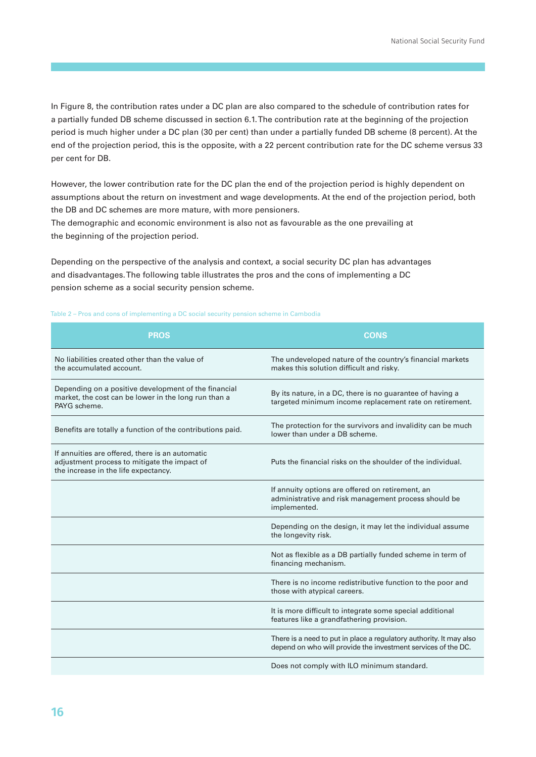In Figure 8, the contribution rates under a DC plan are also compared to the schedule of contribution rates for a partially funded DB scheme discussed in section 6.1. The contribution rate at the beginning of the projection period is much higher under a DC plan (30 per cent) than under a partially funded DB scheme (8 percent). At the end of the projection period, this is the opposite, with a 22 percent contribution rate for the DC scheme versus 33 per cent for DB.

However, the lower contribution rate for the DC plan the end of the projection period is highly dependent on assumptions about the return on investment and wage developments. At the end of the projection period, both the DB and DC schemes are more mature, with more pensioners.
The demographic and economic environment is also not as favourable as the one prevailing at the beginning of the projection period.

Depending on the perspective of the analysis and context, a social security DC plan has advantages and disadvantages. The following table illustrates the pros and the cons of implementing a DC pension scheme as a social security pension scheme.

Table 2 – Pros and cons of implementing a DC social security pension scheme in Cambodia

| PROS | CONS |
|---|---|
| No liabilities created other than the value of the accumulated account. | The undeveloped nature of the country's financial markets makes this solution difficult and risky. |
| Depending on a positive development of the financial market, the cost can be lower in the long run than a PAYG scheme. | By its nature, in a DC, there is no guarantee of having a targeted minimum income replacement rate on retirement. |
| Benefits are totally a function of the contributions paid. | The protection for the survivors and invalidity can be much lower than under a DB scheme. |
| If annuities are offered, there is an automatic adjustment process to mitigate the impact of the increase in the life expectancy. | Puts the financial risks on the shoulder of the individual. |
| | If annuity options are offered on retirement, an administrative and risk management process should be implemented. |
| | Depending on the design, it may let the individual assume the longevity risk. |
| | Not as flexible as a DB partially funded scheme in term of financing mechanism. |
| | There is no income redistributive function to the poor and those with atypical careers. |
| | It is more difficult to integrate some special additional features like a grandfathering provision. |
| | There is a need to put in place a regulatory authority. It may also depend on who will provide the investment services of the DC. |
| | Does not comply with ILO minimum standard. |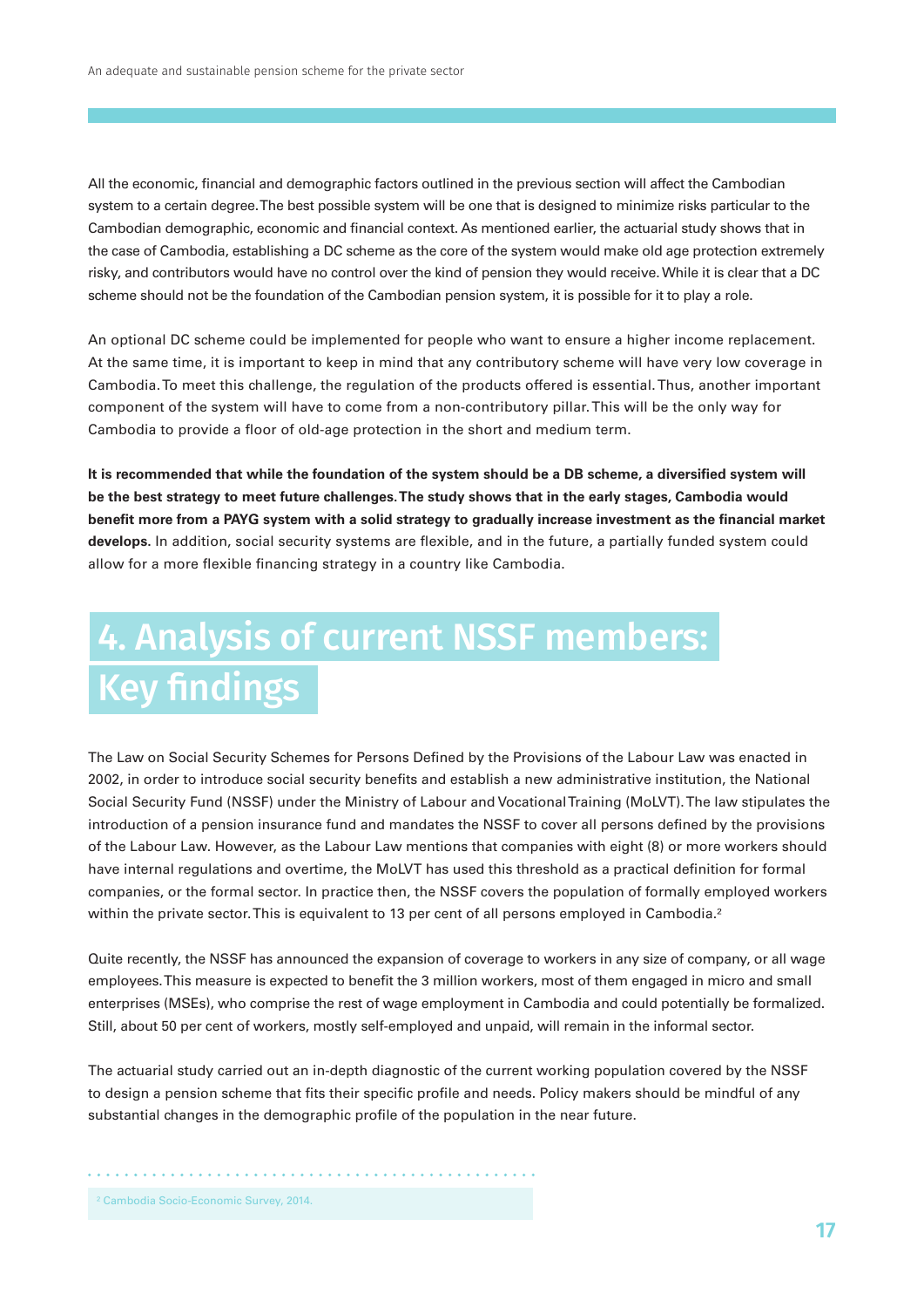All the economic, financial and demographic factors outlined in the previous section will affect the Cambodian system to a certain degree. The best possible system will be one that is designed to minimize risks particular to the Cambodian demographic, economic and financial context. As mentioned earlier, the actuarial study shows that in the case of Cambodia, establishing a DC scheme as the core of the system would make old age protection extremely risky, and contributors would have no control over the kind of pension they would receive. While it is clear that a DC scheme should not be the foundation of the Cambodian pension system, it is possible for it to play a role.

An optional DC scheme could be implemented for people who want to ensure a higher income replacement. At the same time, it is important to keep in mind that any contributory scheme will have very low coverage in Cambodia. To meet this challenge, the regulation of the products offered is essential. Thus, another important component of the system will have to come from a non-contributory pillar. This will be the only way for Cambodia to provide a floor of old-age protection in the short and medium term.

**It is recommended that while the foundation of the system should be a DB scheme, a diversified system will be the best strategy to meet future challenges. The study shows that in the early stages, Cambodia would benefit more from a PAYG system with a solid strategy to gradually increase investment as the financial market develops.** In addition, social security systems are flexible, and in the future, a partially funded system could allow for a more flexible financing strategy in a country like Cambodia.

# 4. Analysis of current NSSF members: Key findings

The Law on Social Security Schemes for Persons Defined by the Provisions of the Labour Law was enacted in 2002, in order to introduce social security benefits and establish a new administrative institution, the National Social Security Fund (NSSF) under the Ministry of Labour and Vocational Training (MoLVT). The law stipulates the introduction of a pension insurance fund and mandates the NSSF to cover all persons defined by the provisions of the Labour Law. However, as the Labour Law mentions that companies with eight (8) or more workers should have internal regulations and overtime, the MoLVT has used this threshold as a practical definition for formal companies, or the formal sector. In practice then, the NSSF covers the population of formally employed workers within the private sector. This is equivalent to 13 per cent of all persons employed in Cambodia.[2]

Quite recently, the NSSF has announced the expansion of coverage to workers in any size of company, or all wage employees. This measure is expected to benefit the 3 million workers, most of them engaged in micro and small enterprises (MSEs), who comprise the rest of wage employment in Cambodia and could potentially be formalized. Still, about 50 per cent of workers, mostly self-employed and unpaid, will remain in the informal sector.

The actuarial study carried out an in-depth diagnostic of the current working population covered by the NSSF to design a pension scheme that fits their specific profile and needs. Policy makers should be mindful of any substantial changes in the demographic profile of the population in the near future.

[2] Cambodia Socio-Economic Survey, 2014.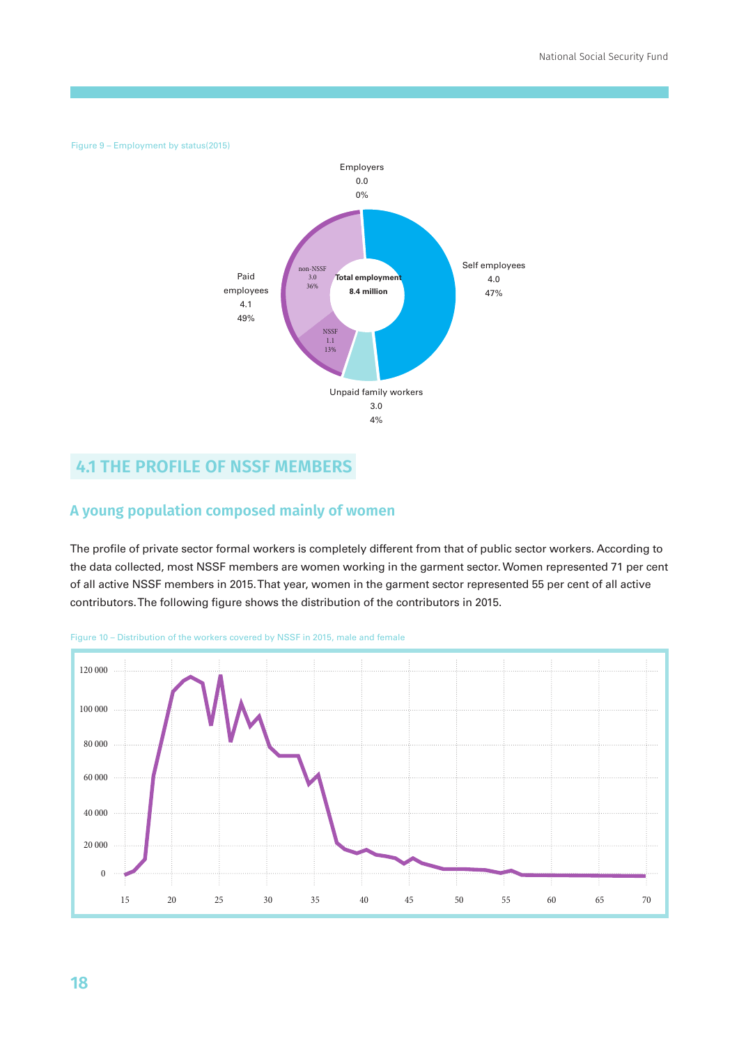Figure 9 – Employment by status(2015)

Employers
0.0
0%

Self employees
4.0
47%

Paid employees
4.1
49%

non-NSSF
3.0
36%

NSSF
1.1
13%

Total employment
8.4 million

Unpaid family workers
3.0
4%

## 4.1 THE PROFILE OF NSSF MEMBERS

### A young population composed mainly of women

The profile of private sector formal workers is completely different from that of public sector workers. According to the data collected, most NSSF members are women working in the garment sector. Women represented 71 per cent of all active NSSF members in 2015. That year, women in the garment sector represented 55 per cent of all active contributors. The following figure shows the distribution of the contributors in 2015.

Figure 10 – Distribution of the workers covered by NSSF in 2015, male and female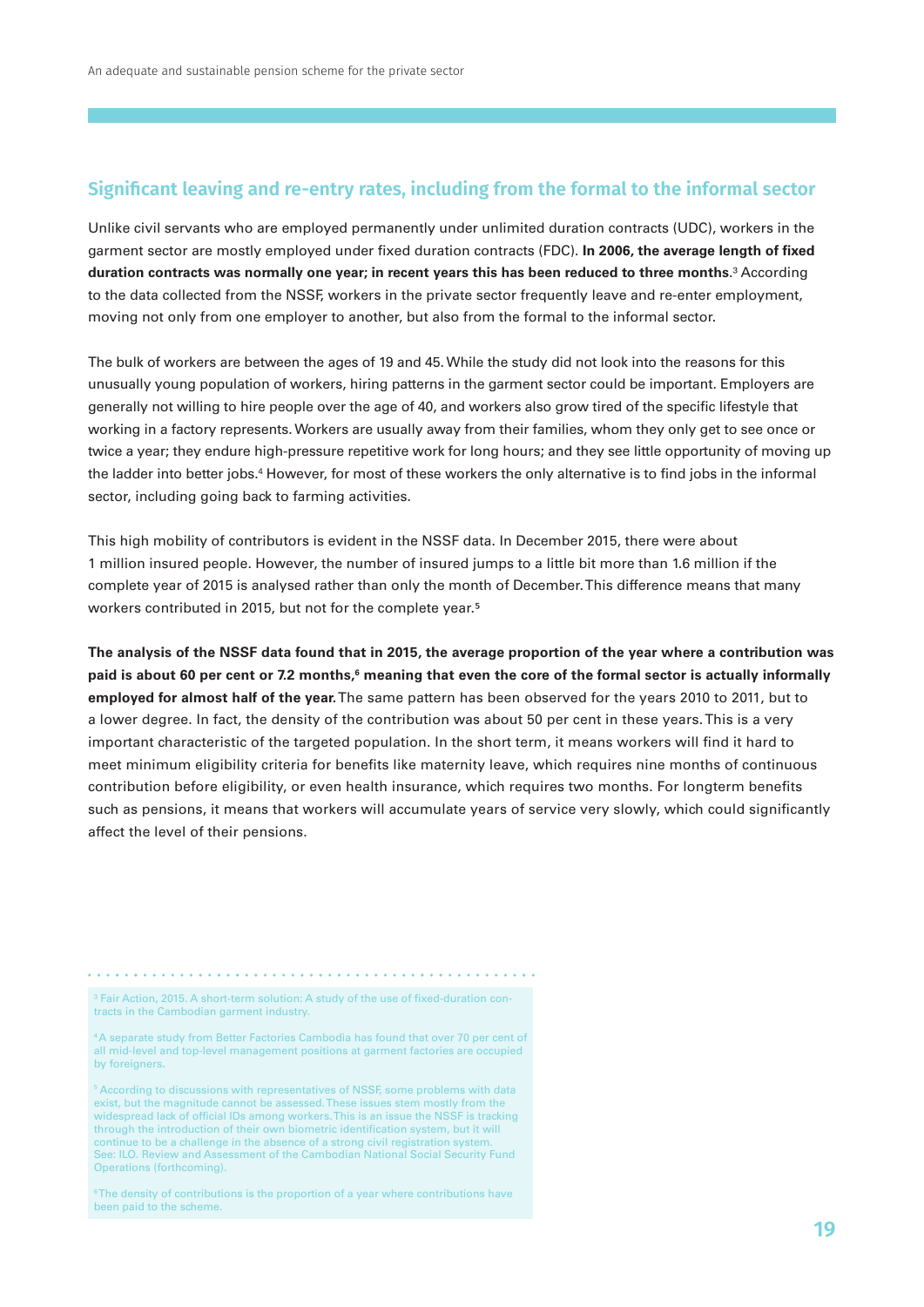## Significant leaving and re-entry rates, including from the formal to the informal sector

Unlike civil servants who are employed permanently under unlimited duration contracts (UDC), workers in the garment sector are mostly employed under fixed duration contracts (FDC). **In 2006, the average length of fixed duration contracts was normally one year; in recent years this has been reduced to three months**.[3] According to the data collected from the NSSF, workers in the private sector frequently leave and re-enter employment, moving not only from one employer to another, but also from the formal to the informal sector.

The bulk of workers are between the ages of 19 and 45. While the study did not look into the reasons for this unusually young population of workers, hiring patterns in the garment sector could be important. Employers are generally not willing to hire people over the age of 40, and workers also grow tired of the specific lifestyle that working in a factory represents. Workers are usually away from their families, whom they only get to see once or twice a year; they endure high-pressure repetitive work for long hours; and they see little opportunity of moving up the ladder into better jobs.[4] However, for most of these workers the only alternative is to find jobs in the informal sector, including going back to farming activities.

This high mobility of contributors is evident in the NSSF data. In December 2015, there were about 1 million insured people. However, the number of insured jumps to a little bit more than 1.6 million if the complete year of 2015 is analysed rather than only the month of December. This difference means that many workers contributed in 2015, but not for the complete year.[5]

**The analysis of the NSSF data found that in 2015, the average proportion of the year where a contribution was paid is about 60 per cent or 7.2 months,[6] meaning that even the core of the formal sector is actually informally employed for almost half of the year.** The same pattern has been observed for the years 2010 to 2011, but to a lower degree. In fact, the density of the contribution was about 50 per cent in these years. This is a very important characteristic of the targeted population. In the short term, it means workers will find it hard to meet minimum eligibility criteria for benefits like maternity leave, which requires nine months of continuous contribution before eligibility, or even health insurance, which requires two months. For longterm benefits such as pensions, it means that workers will accumulate years of service very slowly, which could significantly affect the level of their pensions.

---

[3] Fair Action, 2015. A short-term solution: A study of the use of fixed-duration contracts in the Cambodian garment industry.

[4] A separate study from Better Factories Cambodia has found that over 70 per cent of all mid-level and top-level management positions at garment factories are occupied by foreigners.

[5] According to discussions with representatives of NSSF, some problems with data exist, but the magnitude cannot be assessed. These issues stem mostly from the widespread lack of official IDs among workers. This is an issue the NSSF is tracking through the introduction of their own biometric identification system, but it will continue to be a challenge in the absence of a strong civil registration system. See: ILO. Review and Assessment of the Cambodian National Social Security Fund Operations (forthcoming).

[6] The density of contributions is the proportion of a year where contributions have been paid to the scheme.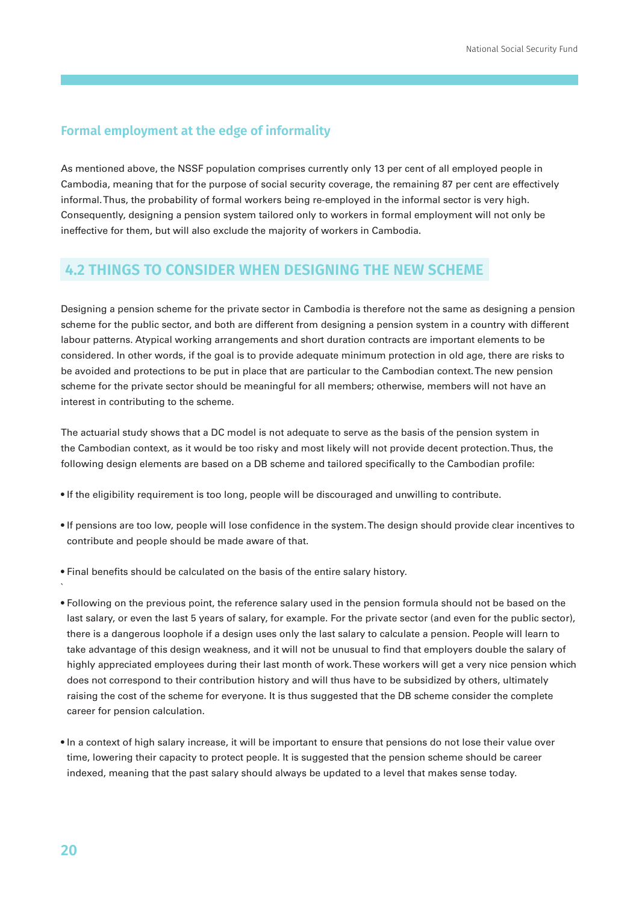### Formal employment at the edge of informality

As mentioned above, the NSSF population comprises currently only 13 per cent of all employed people in Cambodia, meaning that for the purpose of social security coverage, the remaining 87 per cent are effectively informal. Thus, the probability of formal workers being re-employed in the informal sector is very high. Consequently, designing a pension system tailored only to workers in formal employment will not only be ineffective for them, but will also exclude the majority of workers in Cambodia.

## 4.2 THINGS TO CONSIDER WHEN DESIGNING THE NEW SCHEME

Designing a pension scheme for the private sector in Cambodia is therefore not the same as designing a pension scheme for the public sector, and both are different from designing a pension system in a country with different labour patterns. Atypical working arrangements and short duration contracts are important elements to be considered. In other words, if the goal is to provide adequate minimum protection in old age, there are risks to be avoided and protections to be put in place that are particular to the Cambodian context. The new pension scheme for the private sector should be meaningful for all members; otherwise, members will not have an interest in contributing to the scheme.

The actuarial study shows that a DC model is not adequate to serve as the basis of the pension system in the Cambodian context, as it would be too risky and most likely will not provide decent protection. Thus, the following design elements are based on a DB scheme and tailored specifically to the Cambodian profile:

- If the eligibility requirement is too long, people will be discouraged and unwilling to contribute.
- If pensions are too low, people will lose confidence in the system. The design should provide clear incentives to contribute and people should be made aware of that.
- Final benefits should be calculated on the basis of the entire salary history.
- Following on the previous point, the reference salary used in the pension formula should not be based on the last salary, or even the last 5 years of salary, for example. For the private sector (and even for the public sector), there is a dangerous loophole if a design uses only the last salary to calculate a pension. People will learn to take advantage of this design weakness, and it will not be unusual to find that employers double the salary of highly appreciated employees during their last month of work. These workers will get a very nice pension which does not correspond to their contribution history and will thus have to be subsidized by others, ultimately raising the cost of the scheme for everyone. It is thus suggested that the DB scheme consider the complete career for pension calculation.
- In a context of high salary increase, it will be important to ensure that pensions do not lose their value over time, lowering their capacity to protect people. It is suggested that the pension scheme should be career indexed, meaning that the past salary should always be updated to a level that makes sense today.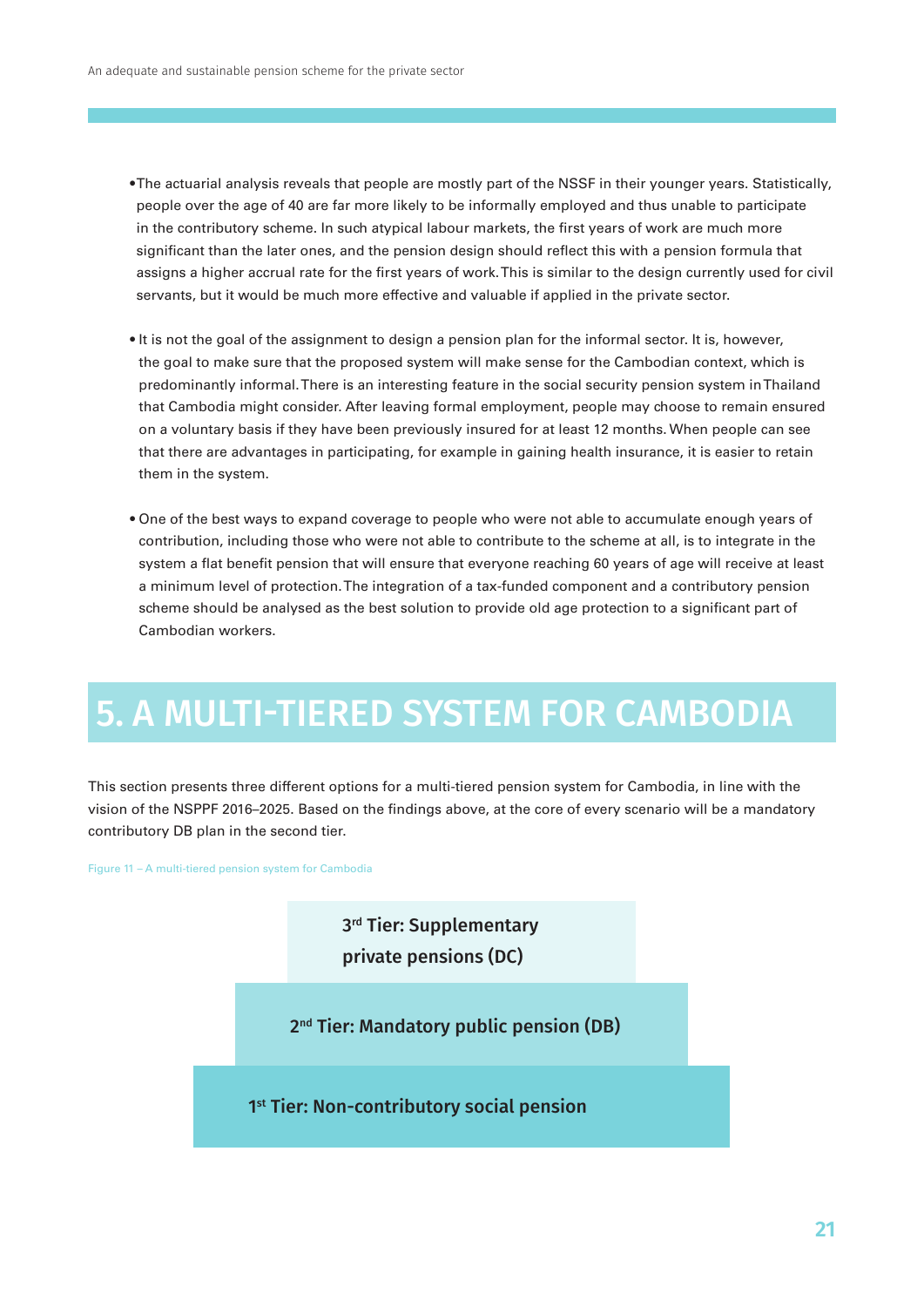- The actuarial analysis reveals that people are mostly part of the NSSF in their younger years. Statistically, people over the age of 40 are far more likely to be informally employed and thus unable to participate in the contributory scheme. In such atypical labour markets, the first years of work are much more significant than the later ones, and the pension design should reflect this with a pension formula that assigns a higher accrual rate for the first years of work. This is similar to the design currently used for civil servants, but it would be much more effective and valuable if applied in the private sector.

- It is not the goal of the assignment to design a pension plan for the informal sector. It is, however, the goal to make sure that the proposed system will make sense for the Cambodian context, which is predominantly informal. There is an interesting feature in the social security pension system in Thailand that Cambodia might consider. After leaving formal employment, people may choose to remain ensured on a voluntary basis if they have been previously insured for at least 12 months. When people can see that there are advantages in participating, for example in gaining health insurance, it is easier to retain them in the system.

- One of the best ways to expand coverage to people who were not able to accumulate enough years of contribution, including those who were not able to contribute to the scheme at all, is to integrate in the system a flat benefit pension that will ensure that everyone reaching 60 years of age will receive at least a minimum level of protection. The integration of a tax-funded component and a contributory pension scheme should be analysed as the best solution to provide old age protection to a significant part of Cambodian workers.

# 5. A MULTI-TIERED SYSTEM FOR CAMBODIA

This section presents three different options for a multi-tiered pension system for Cambodia, in line with the vision of the NSPPF 2016–2025. Based on the findings above, at the core of every scenario will be a mandatory contributory DB plan in the second tier.

Figure 11 – A multi-tiered pension system for Cambodia

| 3rd Tier: Supplementary private pensions (DC) |
|---|
| 2nd Tier: Mandatory public pension (DB) |
| 1st Tier: Non-contributory social pension |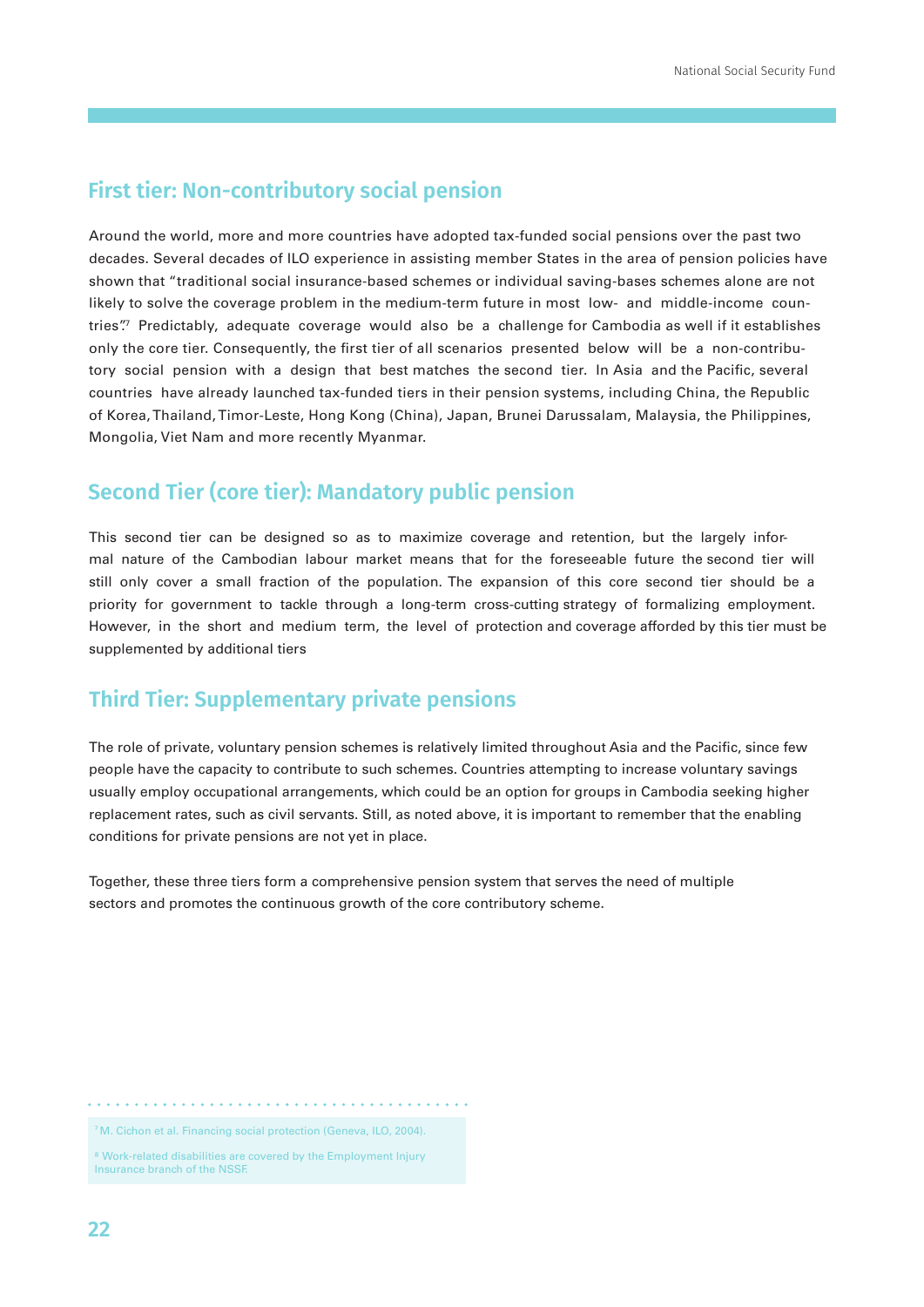## First tier: Non-contributory social pension

Around the world, more and more countries have adopted tax-funded social pensions over the past two decades. Several decades of ILO experience in assisting member States in the area of pension policies have shown that "traditional social insurance-based schemes or individual saving-bases schemes alone are not likely to solve the coverage problem in the medium-term future in most low- and middle-income countries".[7] Predictably, adequate coverage would also be a challenge for Cambodia as well if it establishes only the core tier. Consequently, the first tier of all scenarios presented below will be a non-contributory social pension with a design that best matches the second tier. In Asia and the Pacific, several countries have already launched tax-funded tiers in their pension systems, including China, the Republic of Korea, Thailand, Timor-Leste, Hong Kong (China), Japan, Brunei Darussalam, Malaysia, the Philippines, Mongolia, Viet Nam and more recently Myanmar.

## Second Tier (core tier): Mandatory public pension

This second tier can be designed so as to maximize coverage and retention, but the largely informal nature of the Cambodian labour market means that for the foreseeable future the second tier will still only cover a small fraction of the population. The expansion of this core second tier should be a priority for government to tackle through a long-term cross-cutting strategy of formalizing employment. However, in the short and medium term, the level of protection and coverage afforded by this tier must be supplemented by additional tiers

## Third Tier: Supplementary private pensions

The role of private, voluntary pension schemes is relatively limited throughout Asia and the Pacific, since few people have the capacity to contribute to such schemes. Countries attempting to increase voluntary savings usually employ occupational arrangements, which could be an option for groups in Cambodia seeking higher replacement rates, such as civil servants. Still, as noted above, it is important to remember that the enabling conditions for private pensions are not yet in place.

Together, these three tiers form a comprehensive pension system that serves the need of multiple sectors and promotes the continuous growth of the core contributory scheme.

[7] M. Cichon et al. Financing social protection (Geneva, ILO, 2004).

[8] Work-related disabilities are covered by the Employment Injury Insurance branch of the NSSF.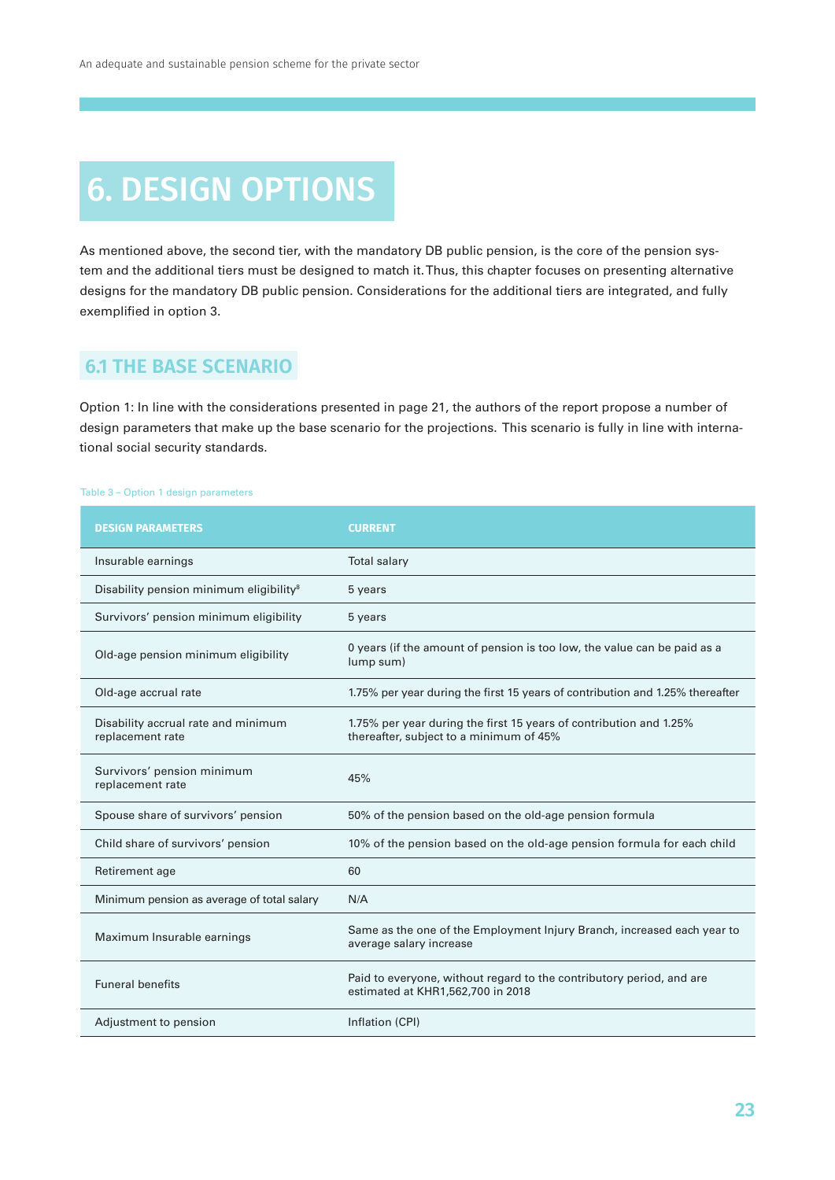# 6. DESIGN OPTIONS

As mentioned above, the second tier, with the mandatory DB public pension, is the core of the pension system and the additional tiers must be designed to match it. Thus, this chapter focuses on presenting alternative designs for the mandatory DB public pension. Considerations for the additional tiers are integrated, and fully exemplified in option 3.

## 6.1 THE BASE SCENARIO

Option 1: In line with the considerations presented in page 21, the authors of the report propose a number of design parameters that make up the base scenario for the projections. This scenario is fully in line with international social security standards.

Table 3 – Option 1 design parameters

| DESIGN PARAMETERS | CURRENT |
|---|---|
| Insurable earnings | Total salary |
| Disability pension minimum eligibility[8] | 5 years |
| Survivors' pension minimum eligibility | 5 years |
| Old-age pension minimum eligibility | 0 years (if the amount of pension is too low, the value can be paid as a lump sum) |
| Old-age accrual rate | 1.75% per year during the first 15 years of contribution and 1.25% thereafter |
| Disability accrual rate and minimum replacement rate | 1.75% per year during the first 15 years of contribution and 1.25% thereafter, subject to a minimum of 45% |
| Survivors' pension minimum replacement rate | 45% |
| Spouse share of survivors' pension | 50% of the pension based on the old-age pension formula |
| Child share of survivors' pension | 10% of the pension based on the old-age pension formula for each child |
| Retirement age | 60 |
| Minimum pension as average of total salary | N/A |
| Maximum Insurable earnings | Same as the one of the Employment Injury Branch, increased each year to average salary increase |
| Funeral benefits | Paid to everyone, without regard to the contributory period, and are estimated at KHR1,562,700 in 2018 |
| Adjustment to pension | Inflation (CPI) |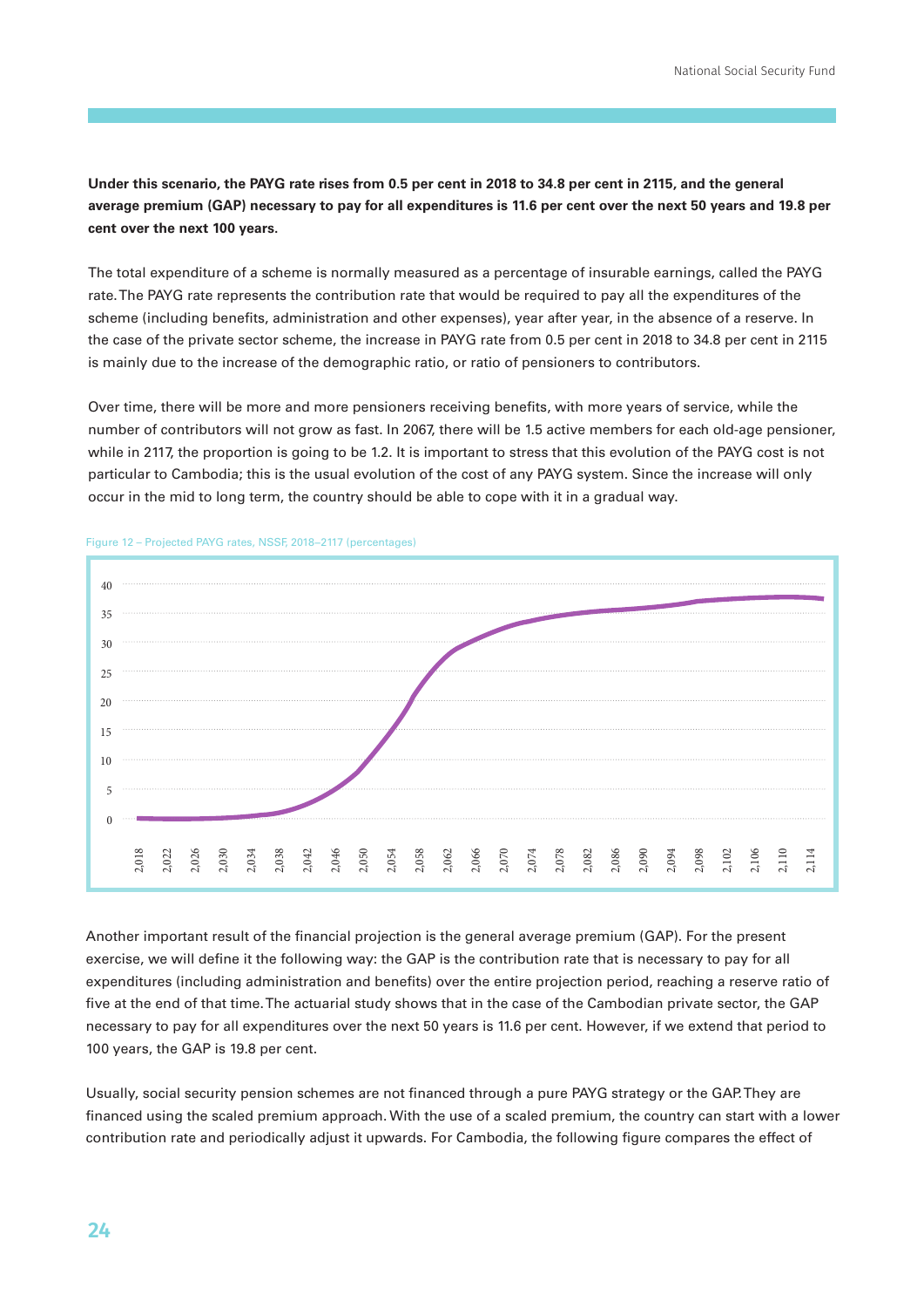**Under this scenario, the PAYG rate rises from 0.5 per cent in 2018 to 34.8 per cent in 2115, and the general average premium (GAP) necessary to pay for all expenditures is 11.6 per cent over the next 50 years and 19.8 per cent over the next 100 years.**

The total expenditure of a scheme is normally measured as a percentage of insurable earnings, called the PAYG rate. The PAYG rate represents the contribution rate that would be required to pay all the expenditures of the scheme (including benefits, administration and other expenses), year after year, in the absence of a reserve. In the case of the private sector scheme, the increase in PAYG rate from 0.5 per cent in 2018 to 34.8 per cent in 2115 is mainly due to the increase of the demographic ratio, or ratio of pensioners to contributors.

Over time, there will be more and more pensioners receiving benefits, with more years of service, while the number of contributors will not grow as fast. In 2067, there will be 1.5 active members for each old-age pensioner, while in 2117, the proportion is going to be 1.2. It is important to stress that this evolution of the PAYG cost is not particular to Cambodia; this is the usual evolution of the cost of any PAYG system. Since the increase will only occur in the mid to long term, the country should be able to cope with it in a gradual way.

Figure 12 – Projected PAYG rates, NSSF, 2018–2117 (percentages)

Another important result of the financial projection is the general average premium (GAP). For the present exercise, we will define it the following way: the GAP is the contribution rate that is necessary to pay for all expenditures (including administration and benefits) over the entire projection period, reaching a reserve ratio of five at the end of that time. The actuarial study shows that in the case of the Cambodian private sector, the GAP necessary to pay for all expenditures over the next 50 years is 11.6 per cent. However, if we extend that period to 100 years, the GAP is 19.8 per cent.

Usually, social security pension schemes are not financed through a pure PAYG strategy or the GAP. They are financed using the scaled premium approach. With the use of a scaled premium, the country can start with a lower contribution rate and periodically adjust it upwards. For Cambodia, the following figure compares the effect of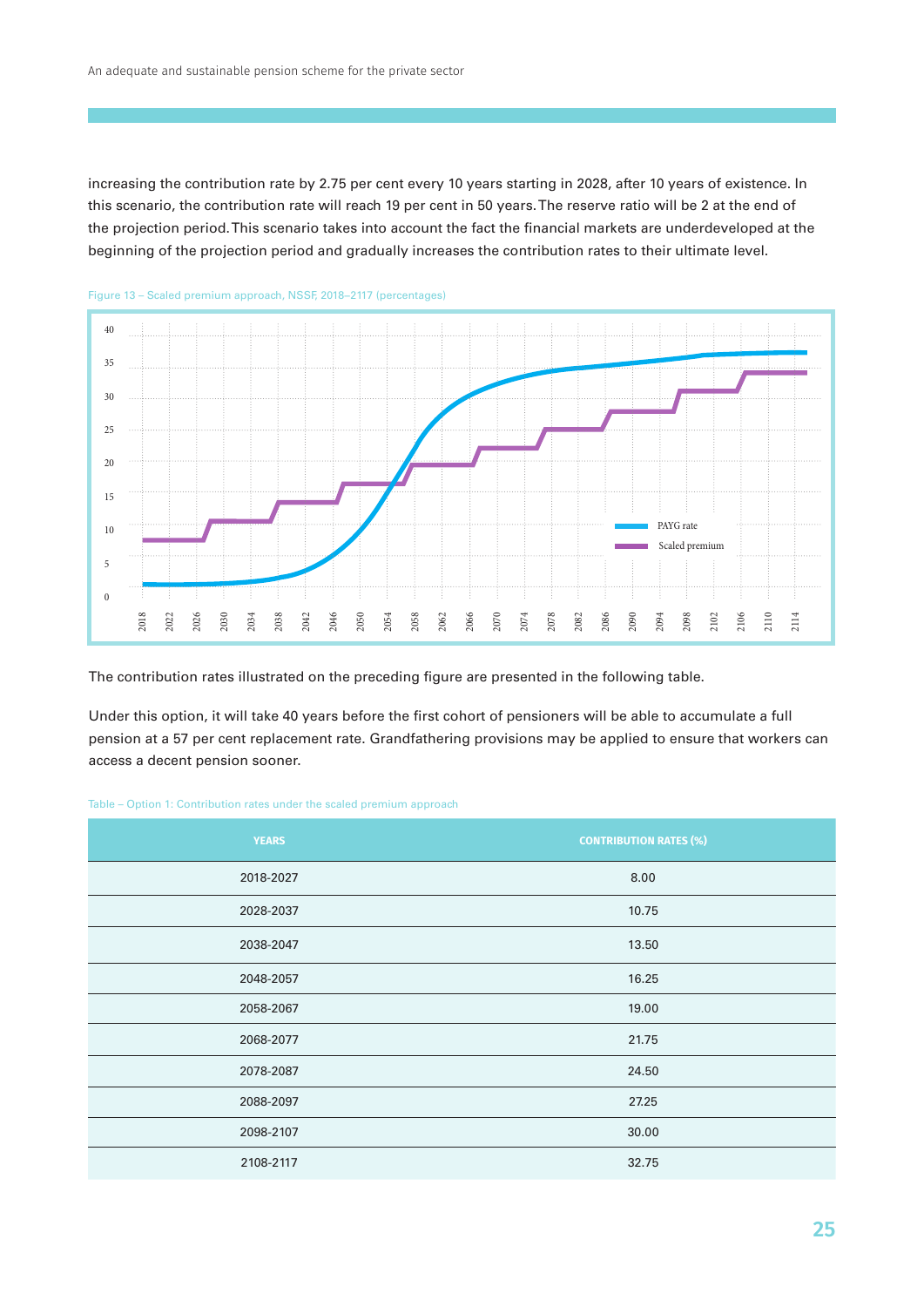increasing the contribution rate by 2.75 per cent every 10 years starting in 2028, after 10 years of existence. In this scenario, the contribution rate will reach 19 per cent in 50 years. The reserve ratio will be 2 at the end of the projection period. This scenario takes into account the fact the financial markets are underdeveloped at the beginning of the projection period and gradually increases the contribution rates to their ultimate level.

Figure 13 – Scaled premium approach, NSSF, 2018–2117 (percentages)

The contribution rates illustrated on the preceding figure are presented in the following table.

Under this option, it will take 40 years before the first cohort of pensioners will be able to accumulate a full pension at a 57 per cent replacement rate. Grandfathering provisions may be applied to ensure that workers can access a decent pension sooner.

Table – Option 1: Contribution rates under the scaled premium approach

| YEARS | CONTRIBUTION RATES (%) |
|---|---|
| 2018-2027 | 8.00 |
| 2028-2037 | 10.75 |
| 2038-2047 | 13.50 |
| 2048-2057 | 16.25 |
| 2058-2067 | 19.00 |
| 2068-2077 | 21.75 |
| 2078-2087 | 24.50 |
| 2088-2097 | 27.25 |
| 2098-2107 | 30.00 |
| 2108-2117 | 32.75 |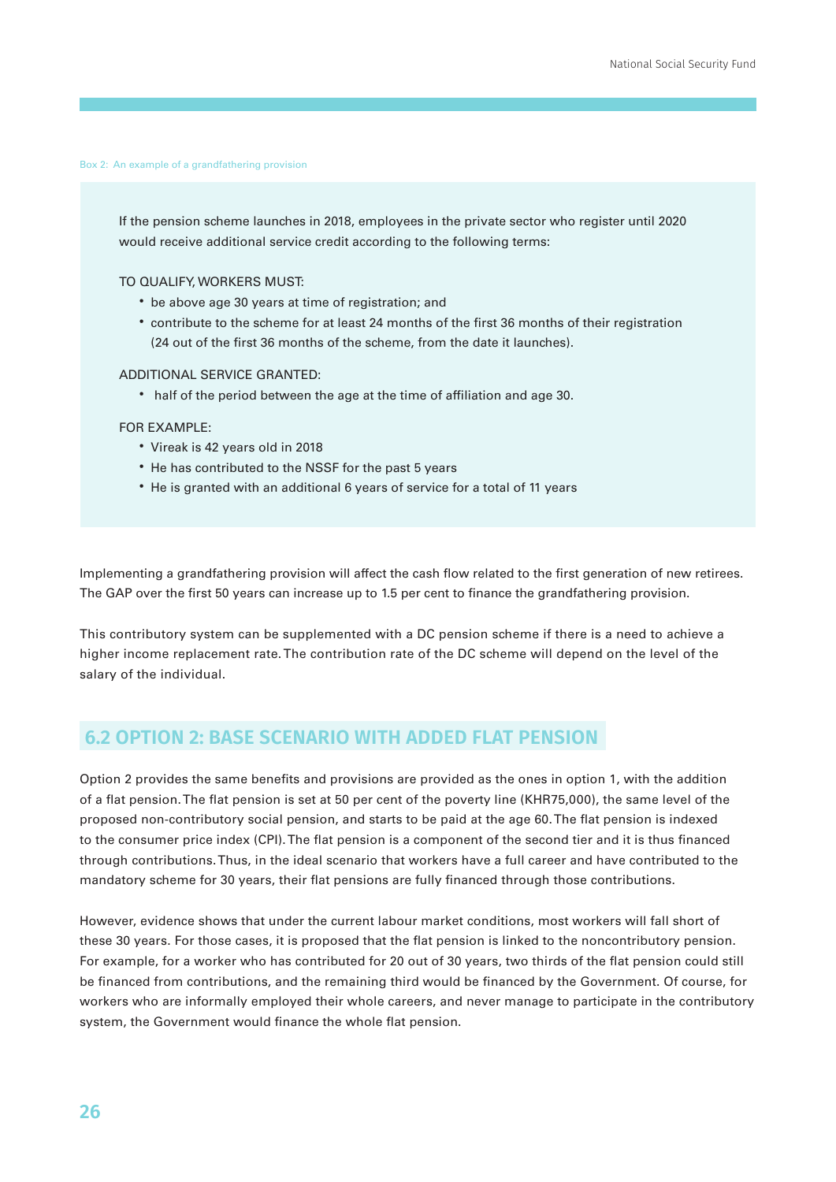Box 2: An example of a grandfathering provision

> If the pension scheme launches in 2018, employees in the private sector who register until 2020 would receive additional service credit according to the following terms:
>
> TO QUALIFY, WORKERS MUST:
>
> - be above age 30 years at time of registration; and
> - contribute to the scheme for at least 24 months of the first 36 months of their registration (24 out of the first 36 months of the scheme, from the date it launches).
>
> ADDITIONAL SERVICE GRANTED:
>
> - half of the period between the age at the time of affiliation and age 30.
>
> FOR EXAMPLE:
>
> - Vireak is 42 years old in 2018
> - He has contributed to the NSSF for the past 5 years
> - He is granted with an additional 6 years of service for a total of 11 years

Implementing a grandfathering provision will affect the cash flow related to the first generation of new retirees. The GAP over the first 50 years can increase up to 1.5 per cent to finance the grandfathering provision.

This contributory system can be supplemented with a DC pension scheme if there is a need to achieve a higher income replacement rate. The contribution rate of the DC scheme will depend on the level of the salary of the individual.

## 6.2 OPTION 2: BASE SCENARIO WITH ADDED FLAT PENSION

Option 2 provides the same benefits and provisions are provided as the ones in option 1, with the addition of a flat pension. The flat pension is set at 50 per cent of the poverty line (KHR75,000), the same level of the proposed non-contributory social pension, and starts to be paid at the age 60. The flat pension is indexed to the consumer price index (CPI). The flat pension is a component of the second tier and it is thus financed through contributions. Thus, in the ideal scenario that workers have a full career and have contributed to the mandatory scheme for 30 years, their flat pensions are fully financed through those contributions.

However, evidence shows that under the current labour market conditions, most workers will fall short of these 30 years. For those cases, it is proposed that the flat pension is linked to the noncontributory pension. For example, for a worker who has contributed for 20 out of 30 years, two thirds of the flat pension could still be financed from contributions, and the remaining third would be financed by the Government. Of course, for workers who are informally employed their whole careers, and never manage to participate in the contributory system, the Government would finance the whole flat pension.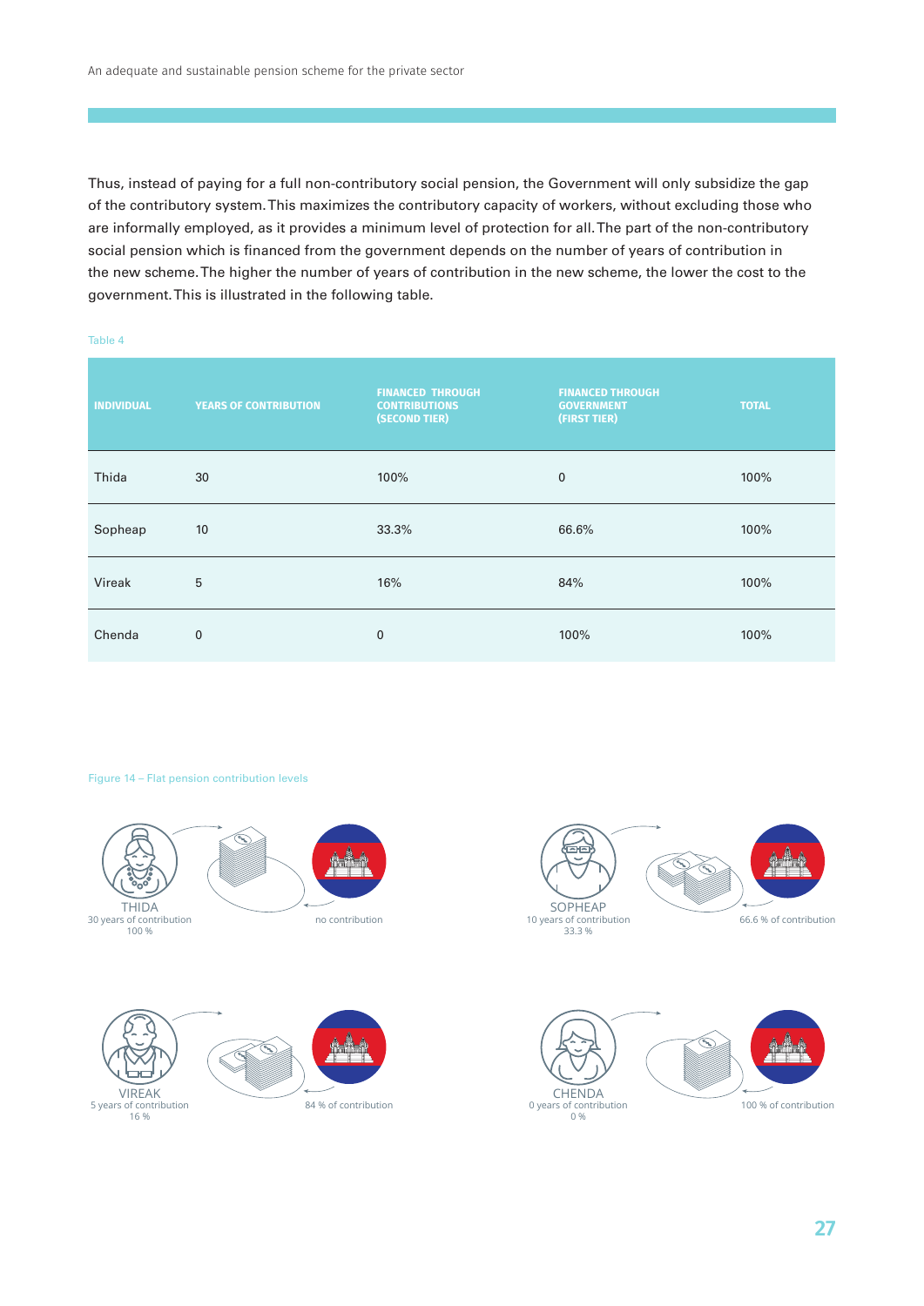Thus, instead of paying for a full non-contributory social pension, the Government will only subsidize the gap of the contributory system. This maximizes the contributory capacity of workers, without excluding those who are informally employed, as it provides a minimum level of protection for all. The part of the non-contributory social pension which is financed from the government depends on the number of years of contribution in the new scheme. The higher the number of years of contribution in the new scheme, the lower the cost to the government. This is illustrated in the following table.

Table 4

| INDIVIDUAL | YEARS OF CONTRIBUTION | FINANCED THROUGH CONTRIBUTIONS (SECOND TIER) | FINANCED THROUGH GOVERNMENT (FIRST TIER) | TOTAL |
|---|---|---|---|---|
| Thida | 30 | 100% | 0 | 100% |
| Sopheap | 10 | 33.3% | 66.6% | 100% |
| Vireak | 5 | 16% | 84% | 100% |
| Chenda | 0 | 0 | 100% | 100% |

Figure 14 – Flat pension contribution levels

THIDA
30 years of contribution
100 %
no contribution

SOPHEAP
10 years of contribution
33.3 %
66.6 % of contribution

VIREAK
5 years of contribution
16 %
84 % of contribution

CHENDA
0 years of contribution
0 %
100 % of contribution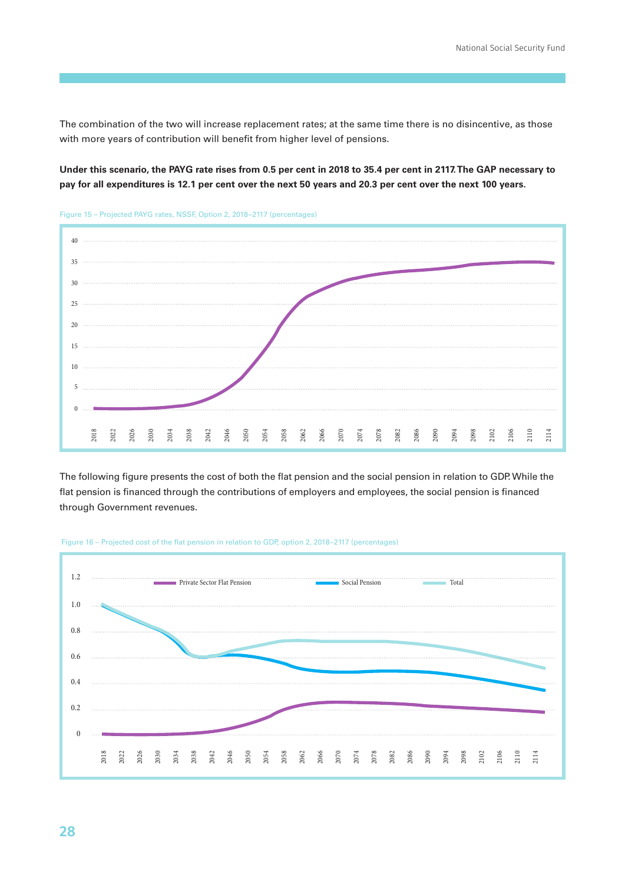The combination of the two will increase replacement rates; at the same time there is no disincentive, as those with more years of contribution will benefit from higher level of pensions.

**Under this scenario, the PAYG rate rises from 0.5 per cent in 2018 to 35.4 per cent in 2117. The GAP necessary to pay for all expenditures is 12.1 per cent over the next 50 years and 20.3 per cent over the next 100 years.**

Figure 15 – Projected PAYG rates, NSSF, Option 2, 2018–2117 (percentages)

The following figure presents the cost of both the flat pension and the social pension in relation to GDP. While the flat pension is financed through the contributions of employers and employees, the social pension is financed through Government revenues.

Figure 16 – Projected cost of the flat pension in relation to GDP, option 2, 2018–2117 (percentages)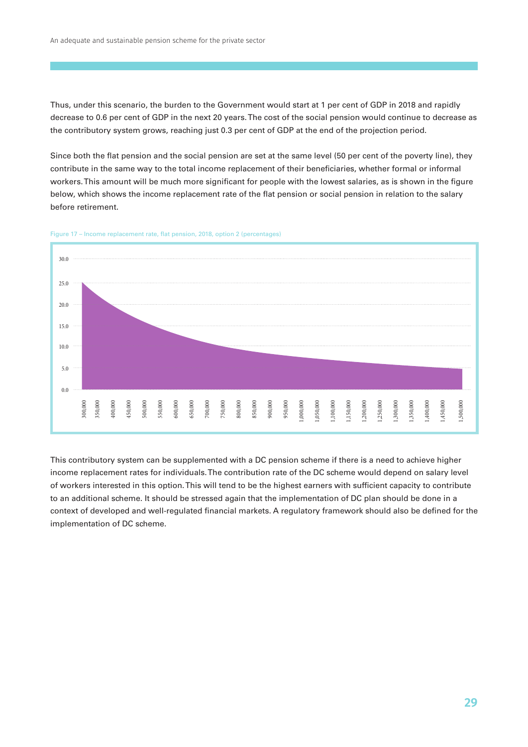Thus, under this scenario, the burden to the Government would start at 1 per cent of GDP in 2018 and rapidly decrease to 0.6 per cent of GDP in the next 20 years. The cost of the social pension would continue to decrease as the contributory system grows, reaching just 0.3 per cent of GDP at the end of the projection period.

Since both the flat pension and the social pension are set at the same level (50 per cent of the poverty line), they contribute in the same way to the total income replacement of their beneficiaries, whether formal or informal workers. This amount will be much more significant for people with the lowest salaries, as is shown in the figure below, which shows the income replacement rate of the flat pension or social pension in relation to the salary before retirement.

Figure 17 – Income replacement rate, flat pension, 2018, option 2 (percentages)

This contributory system can be supplemented with a DC pension scheme if there is a need to achieve higher income replacement rates for individuals. The contribution rate of the DC scheme would depend on salary level of workers interested in this option. This will tend to be the highest earners with sufficient capacity to contribute to an additional scheme. It should be stressed again that the implementation of DC plan should be done in a context of developed and well-regulated financial markets. A regulatory framework should also be defined for the implementation of DC scheme.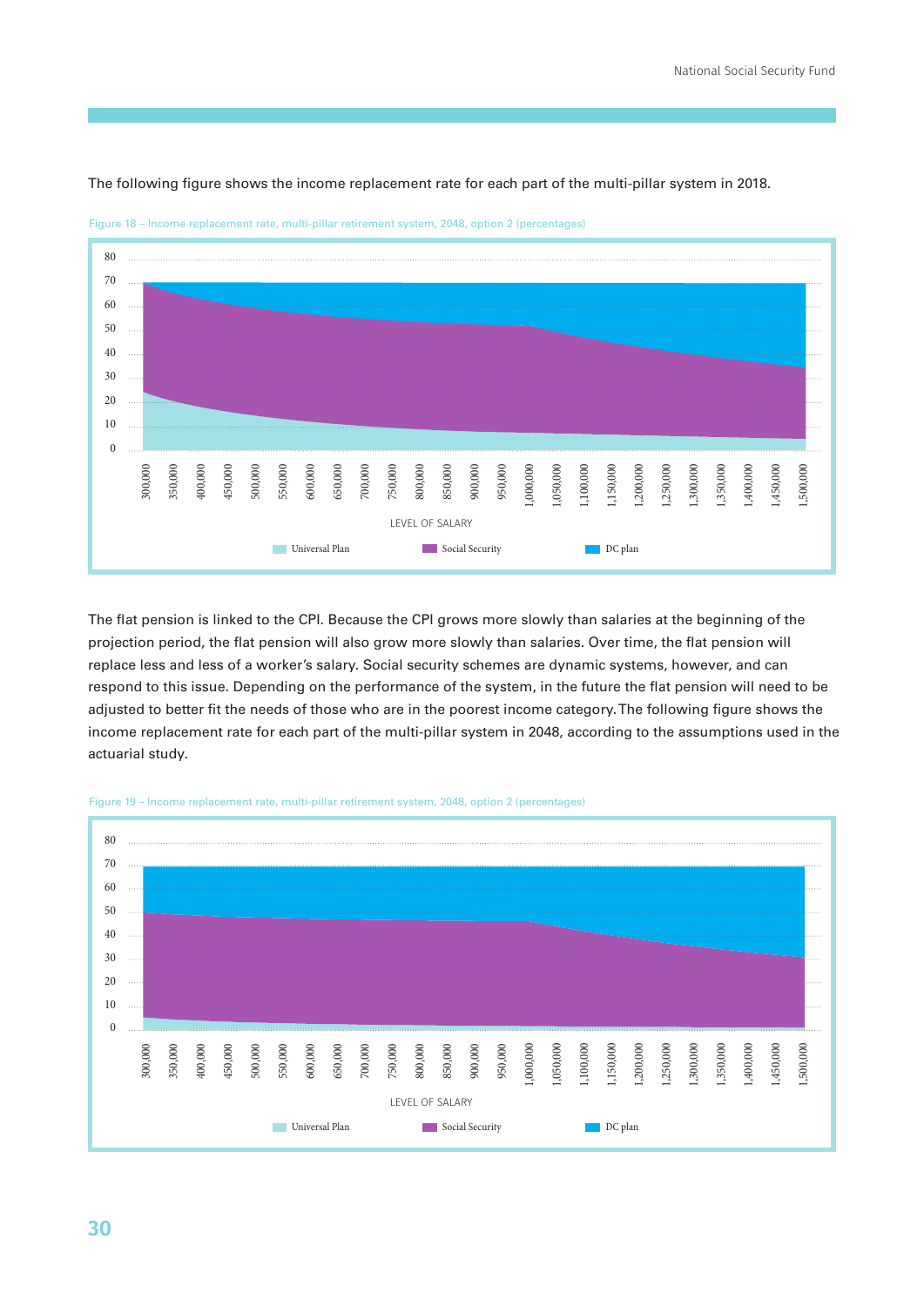The following figure shows the income replacement rate for each part of the multi-pillar system in 2018.

Figure 18 – Income replacement rate, multi-pillar retirement system, 2048, option 2 (percentages)

The flat pension is linked to the CPI. Because the CPI grows more slowly than salaries at the beginning of the projection period, the flat pension will also grow more slowly than salaries. Over time, the flat pension will replace less and less of a worker's salary. Social security schemes are dynamic systems, however, and can respond to this issue. Depending on the performance of the system, in the future the flat pension will need to be adjusted to better fit the needs of those who are in the poorest income category. The following figure shows the income replacement rate for each part of the multi-pillar system in 2048, according to the assumptions used in the actuarial study.

Figure 19 – Income replacement rate, multi-pillar retirement system, 2048, option 2 (percentages)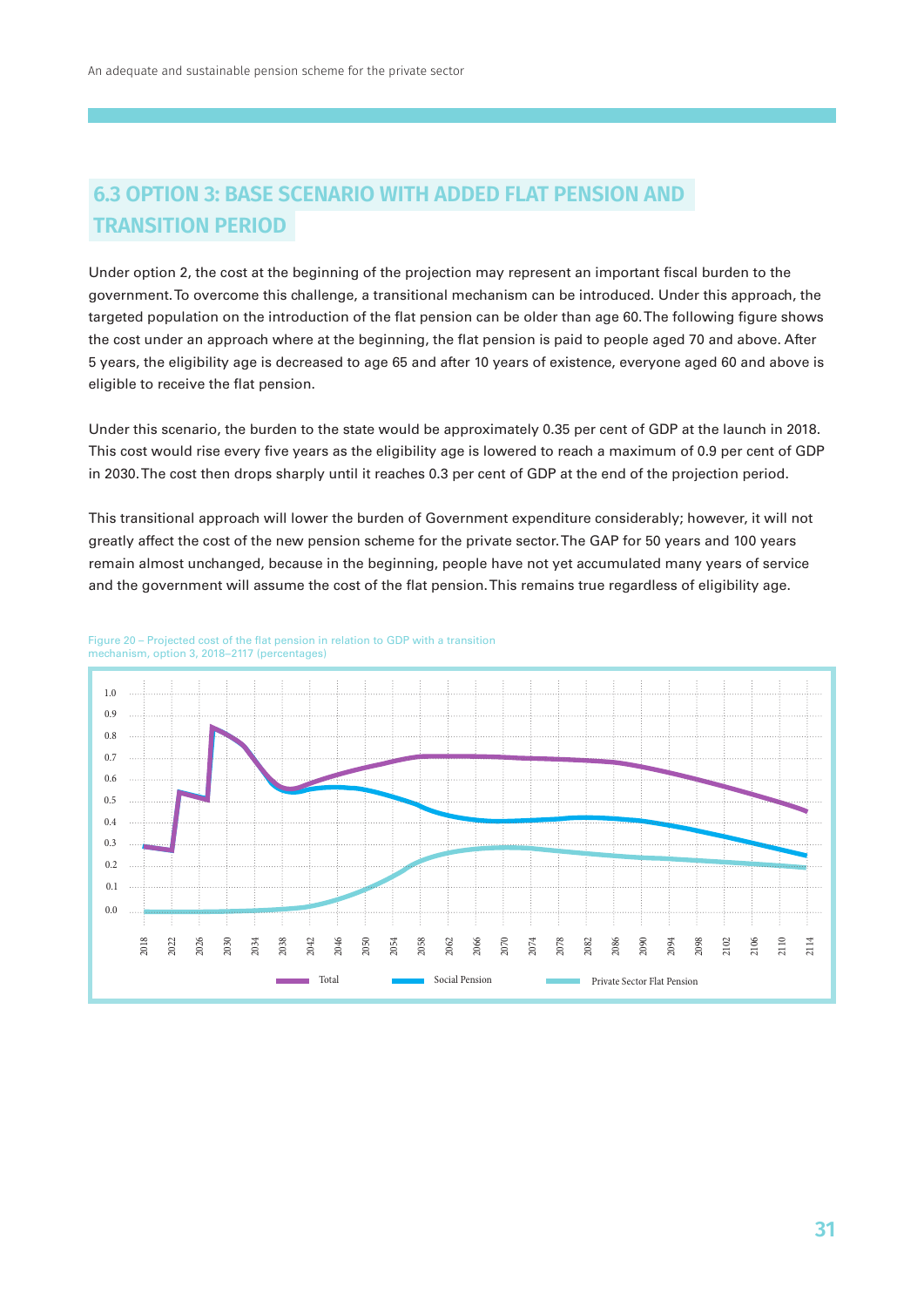## 6.3 OPTION 3: BASE SCENARIO WITH ADDED FLAT PENSION AND TRANSITION PERIOD

Under option 2, the cost at the beginning of the projection may represent an important fiscal burden to the government. To overcome this challenge, a transitional mechanism can be introduced. Under this approach, the targeted population on the introduction of the flat pension can be older than age 60. The following figure shows the cost under an approach where at the beginning, the flat pension is paid to people aged 70 and above. After 5 years, the eligibility age is decreased to age 65 and after 10 years of existence, everyone aged 60 and above is eligible to receive the flat pension.

Under this scenario, the burden to the state would be approximately 0.35 per cent of GDP at the launch in 2018. This cost would rise every five years as the eligibility age is lowered to reach a maximum of 0.9 per cent of GDP in 2030. The cost then drops sharply until it reaches 0.3 per cent of GDP at the end of the projection period.

This transitional approach will lower the burden of Government expenditure considerably; however, it will not greatly affect the cost of the new pension scheme for the private sector. The GAP for 50 years and 100 years remain almost unchanged, because in the beginning, people have not yet accumulated many years of service and the government will assume the cost of the flat pension. This remains true regardless of eligibility age.

Figure 20 – Projected cost of the flat pension in relation to GDP with a transition mechanism, option 3, 2018–2117 (percentages)

Legend: Total; Social Pension; Private Sector Flat Pension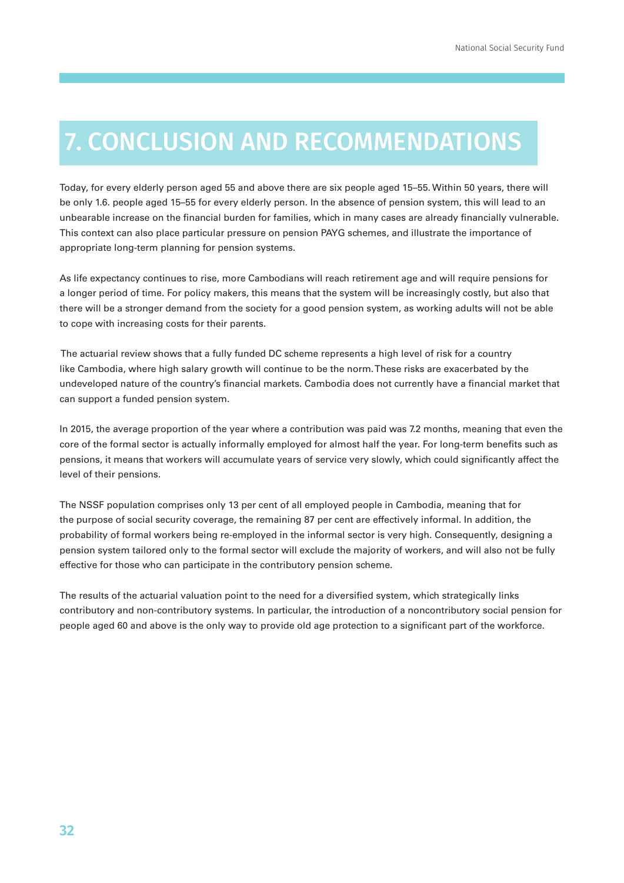# 7. CONCLUSION AND RECOMMENDATIONS

Today, for every elderly person aged 55 and above there are six people aged 15–55. Within 50 years, there will be only 1.6. people aged 15–55 for every elderly person. In the absence of pension system, this will lead to an unbearable increase on the financial burden for families, which in many cases are already financially vulnerable. This context can also place particular pressure on pension PAYG schemes, and illustrate the importance of appropriate long-term planning for pension systems.

As life expectancy continues to rise, more Cambodians will reach retirement age and will require pensions for a longer period of time. For policy makers, this means that the system will be increasingly costly, but also that there will be a stronger demand from the society for a good pension system, as working adults will not be able to cope with increasing costs for their parents.

The actuarial review shows that a fully funded DC scheme represents a high level of risk for a country like Cambodia, where high salary growth will continue to be the norm. These risks are exacerbated by the undeveloped nature of the country's financial markets. Cambodia does not currently have a financial market that can support a funded pension system.

In 2015, the average proportion of the year where a contribution was paid was 7.2 months, meaning that even the core of the formal sector is actually informally employed for almost half the year. For long-term benefits such as pensions, it means that workers will accumulate years of service very slowly, which could significantly affect the level of their pensions.

The NSSF population comprises only 13 per cent of all employed people in Cambodia, meaning that for the purpose of social security coverage, the remaining 87 per cent are effectively informal. In addition, the probability of formal workers being re-employed in the informal sector is very high. Consequently, designing a pension system tailored only to the formal sector will exclude the majority of workers, and will also not be fully effective for those who can participate in the contributory pension scheme.

The results of the actuarial valuation point to the need for a diversified system, which strategically links contributory and non-contributory systems. In particular, the introduction of a noncontributory social pension for people aged 60 and above is the only way to provide old age protection to a significant part of the workforce.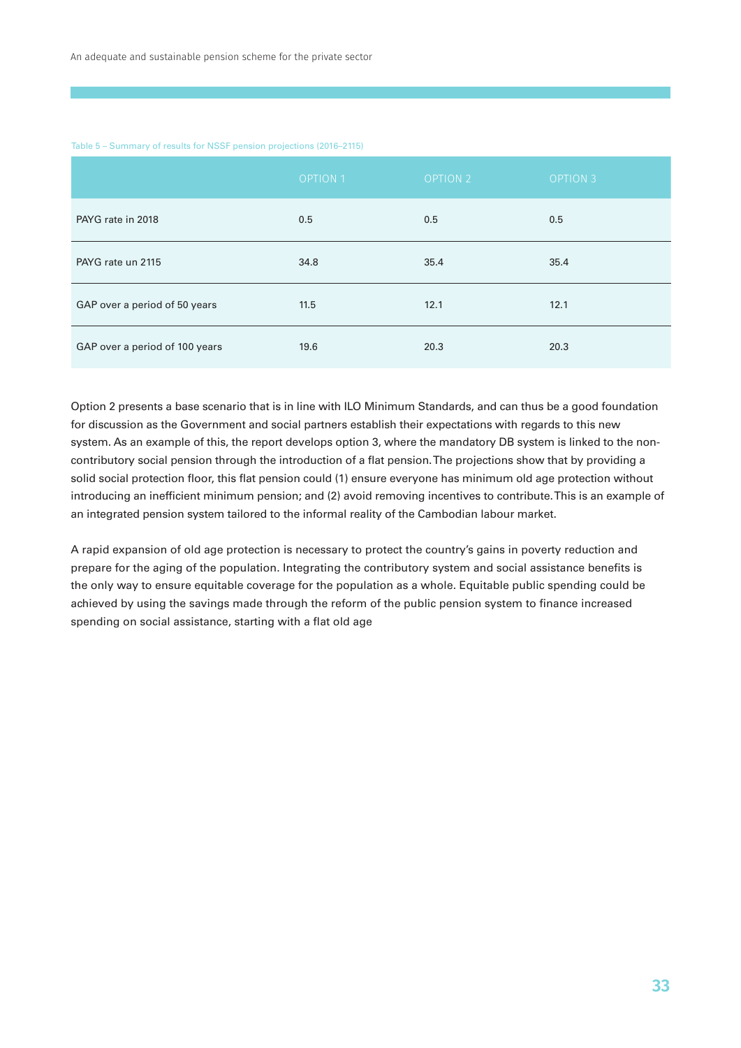Table 5 – Summary of results for NSSF pension projections (2016–2115)

| | OPTION 1 | OPTION 2 | OPTION 3 |
|---|---|---|---|
| PAYG rate in 2018 | 0.5 | 0.5 | 0.5 |
| PAYG rate un 2115 | 34.8 | 35.4 | 35.4 |
| GAP over a period of 50 years | 11.5 | 12.1 | 12.1 |
| GAP over a period of 100 years | 19.6 | 20.3 | 20.3 |

Option 2 presents a base scenario that is in line with ILO Minimum Standards, and can thus be a good foundation for discussion as the Government and social partners establish their expectations with regards to this new system. As an example of this, the report develops option 3, where the mandatory DB system is linked to the non-contributory social pension through the introduction of a flat pension. The projections show that by providing a solid social protection floor, this flat pension could (1) ensure everyone has minimum old age protection without introducing an inefficient minimum pension; and (2) avoid removing incentives to contribute. This is an example of an integrated pension system tailored to the informal reality of the Cambodian labour market.

A rapid expansion of old age protection is necessary to protect the country's gains in poverty reduction and prepare for the aging of the population. Integrating the contributory system and social assistance benefits is the only way to ensure equitable coverage for the population as a whole. Equitable public spending could be achieved by using the savings made through the reform of the public pension system to finance increased spending on social assistance, starting with a flat old age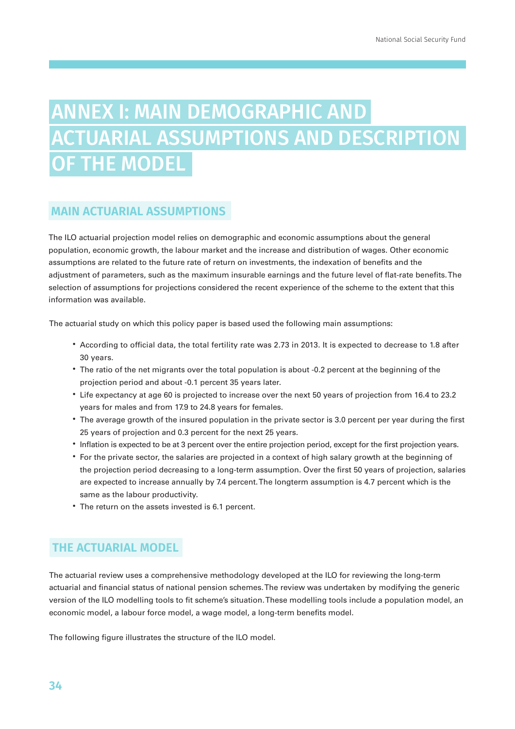# ANNEX I: MAIN DEMOGRAPHIC AND ACTUARIAL ASSUMPTIONS AND DESCRIPTION OF THE MODEL

## MAIN ACTUARIAL ASSUMPTIONS

The ILO actuarial projection model relies on demographic and economic assumptions about the general population, economic growth, the labour market and the increase and distribution of wages. Other economic assumptions are related to the future rate of return on investments, the indexation of benefits and the adjustment of parameters, such as the maximum insurable earnings and the future level of flat-rate benefits. The selection of assumptions for projections considered the recent experience of the scheme to the extent that this information was available.

The actuarial study on which this policy paper is based used the following main assumptions:

- According to official data, the total fertility rate was 2.73 in 2013. It is expected to decrease to 1.8 after 30 years.
- The ratio of the net migrants over the total population is about -0.2 percent at the beginning of the projection period and about -0.1 percent 35 years later.
- Life expectancy at age 60 is projected to increase over the next 50 years of projection from 16.4 to 23.2 years for males and from 17.9 to 24.8 years for females.
- The average growth of the insured population in the private sector is 3.0 percent per year during the first 25 years of projection and 0.3 percent for the next 25 years.
- Inflation is expected to be at 3 percent over the entire projection period, except for the first projection years.
- For the private sector, the salaries are projected in a context of high salary growth at the beginning of the projection period decreasing to a long-term assumption. Over the first 50 years of projection, salaries are expected to increase annually by 7.4 percent. The longterm assumption is 4.7 percent which is the same as the labour productivity.
- The return on the assets invested is 6.1 percent.

## THE ACTUARIAL MODEL

The actuarial review uses a comprehensive methodology developed at the ILO for reviewing the long-term actuarial and financial status of national pension schemes. The review was undertaken by modifying the generic version of the ILO modelling tools to fit scheme's situation. These modelling tools include a population model, an economic model, a labour force model, a wage model, a long-term benefits model.

The following figure illustrates the structure of the ILO model.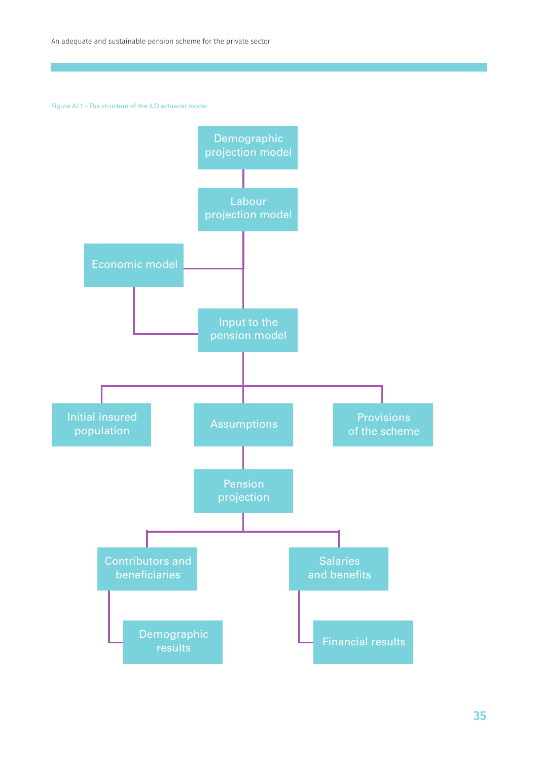Figure AI.1 – The structure of the ILO actuarial model

- Demographic projection model
- Labour projection model
- Economic model
- Input to the pension model
- Initial insured population
- Assumptions
- Provisions of the scheme
- Pension projection
- Contributors and beneficiaries
- Salaries and benefits
- Demographic results
- Financial results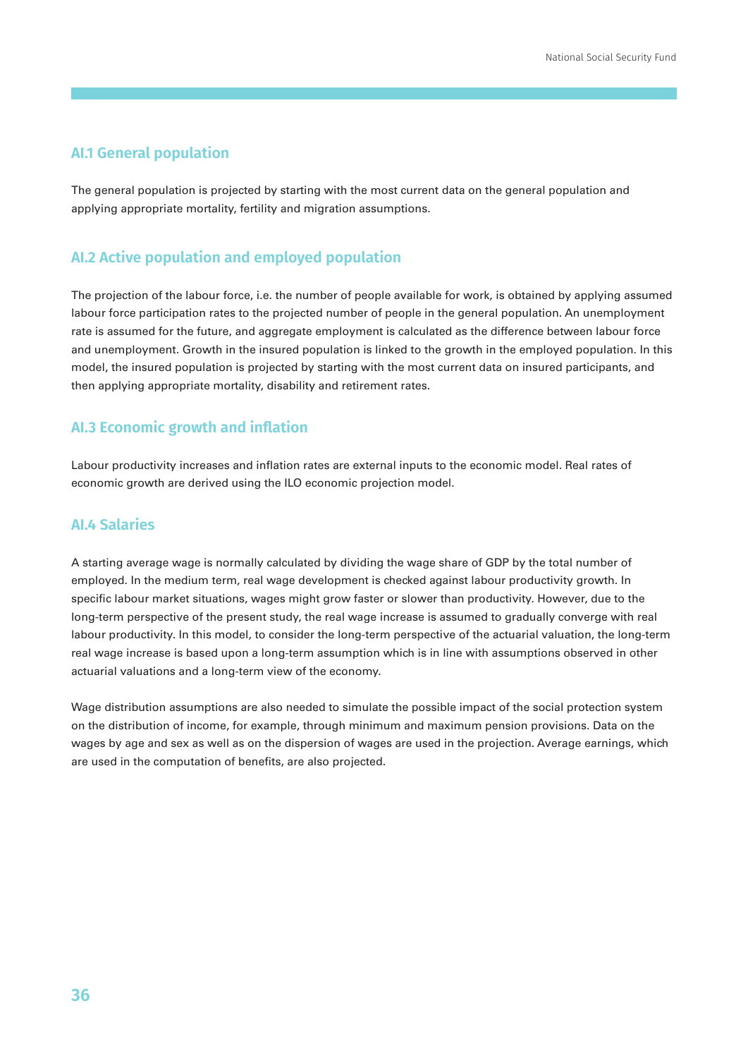### AI.1 General population

The general population is projected by starting with the most current data on the general population and applying appropriate mortality, fertility and migration assumptions.

### AI.2 Active population and employed population

The projection of the labour force, i.e. the number of people available for work, is obtained by applying assumed labour force participation rates to the projected number of people in the general population. An unemployment rate is assumed for the future, and aggregate employment is calculated as the difference between labour force and unemployment. Growth in the insured population is linked to the growth in the employed population. In this model, the insured population is projected by starting with the most current data on insured participants, and then applying appropriate mortality, disability and retirement rates.

### AI.3 Economic growth and inflation

Labour productivity increases and inflation rates are external inputs to the economic model. Real rates of economic growth are derived using the ILO economic projection model.

### AI.4 Salaries

A starting average wage is normally calculated by dividing the wage share of GDP by the total number of employed. In the medium term, real wage development is checked against labour productivity growth. In specific labour market situations, wages might grow faster or slower than productivity. However, due to the long-term perspective of the present study, the real wage increase is assumed to gradually converge with real labour productivity. In this model, to consider the long-term perspective of the actuarial valuation, the long-term real wage increase is based upon a long-term assumption which is in line with assumptions observed in other actuarial valuations and a long-term view of the economy.

Wage distribution assumptions are also needed to simulate the possible impact of the social protection system on the distribution of income, for example, through minimum and maximum pension provisions. Data on the wages by age and sex as well as on the dispersion of wages are used in the projection. Average earnings, which are used in the computation of benefits, are also projected.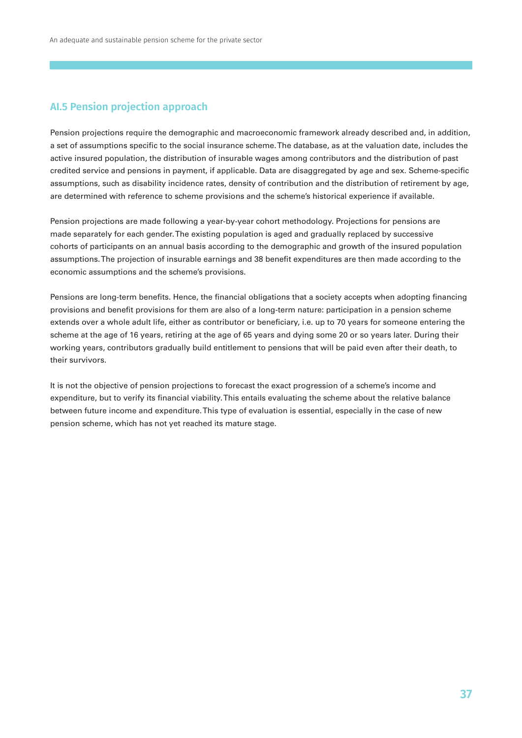## AI.5 Pension projection approach

Pension projections require the demographic and macroeconomic framework already described and, in addition, a set of assumptions specific to the social insurance scheme. The database, as at the valuation date, includes the active insured population, the distribution of insurable wages among contributors and the distribution of past credited service and pensions in payment, if applicable. Data are disaggregated by age and sex. Scheme-specific assumptions, such as disability incidence rates, density of contribution and the distribution of retirement by age, are determined with reference to scheme provisions and the scheme's historical experience if available.

Pension projections are made following a year-by-year cohort methodology. Projections for pensions are made separately for each gender. The existing population is aged and gradually replaced by successive cohorts of participants on an annual basis according to the demographic and growth of the insured population assumptions. The projection of insurable earnings and 38 benefit expenditures are then made according to the economic assumptions and the scheme's provisions.

Pensions are long-term benefits. Hence, the financial obligations that a society accepts when adopting financing provisions and benefit provisions for them are also of a long-term nature: participation in a pension scheme extends over a whole adult life, either as contributor or beneficiary, i.e. up to 70 years for someone entering the scheme at the age of 16 years, retiring at the age of 65 years and dying some 20 or so years later. During their working years, contributors gradually build entitlement to pensions that will be paid even after their death, to their survivors.

It is not the objective of pension projections to forecast the exact progression of a scheme's income and expenditure, but to verify its financial viability. This entails evaluating the scheme about the relative balance between future income and expenditure. This type of evaluation is essential, especially in the case of new pension scheme, which has not yet reached its mature stage.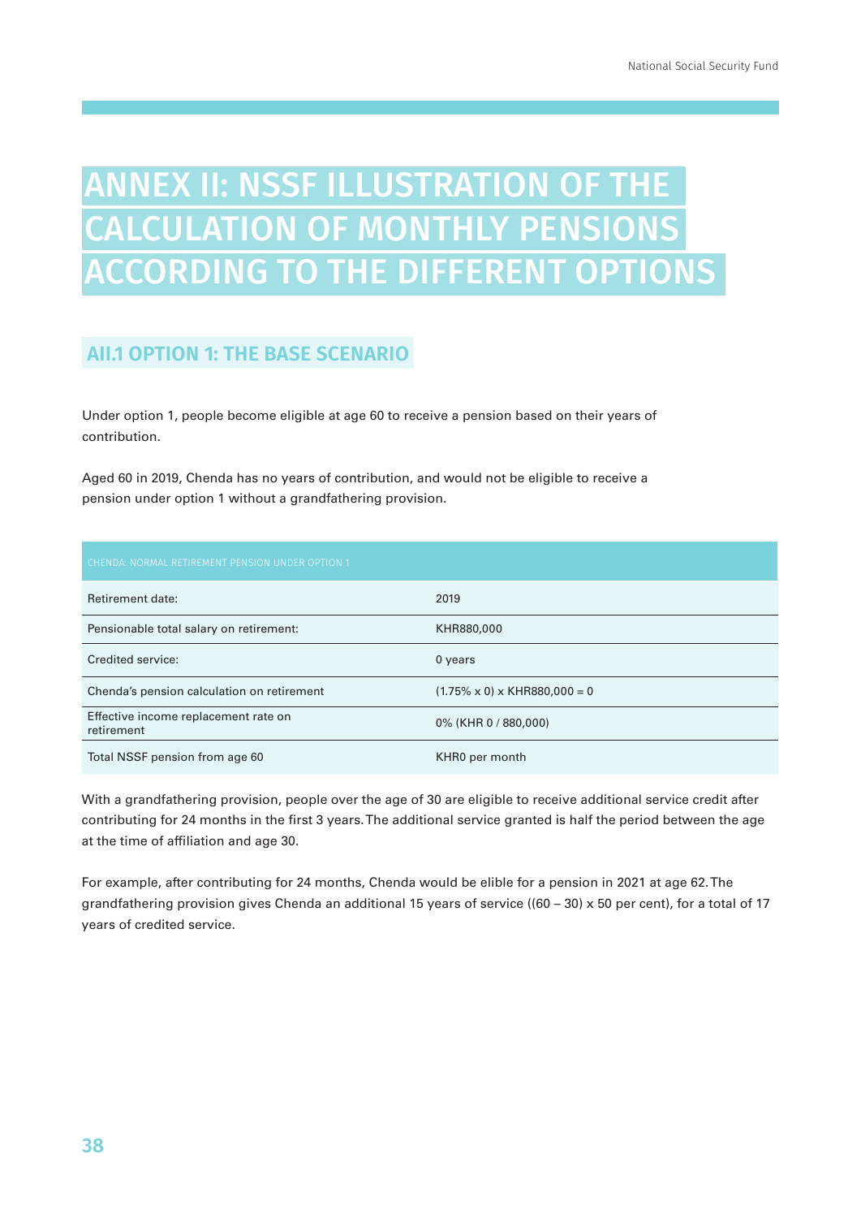# ANNEX II: NSSF ILLUSTRATION OF THE CALCULATION OF MONTHLY PENSIONS ACCORDING TO THE DIFFERENT OPTIONS

## AII.1 OPTION 1: THE BASE SCENARIO

Under option 1, people become eligible at age 60 to receive a pension based on their years of contribution.

Aged 60 in 2019, Chenda has no years of contribution, and would not be eligible to receive a pension under option 1 without a grandfathering provision.

| CHENDA: NORMAL RETIREMENT PENSION UNDER OPTION 1 | |
|---|---|
| Retirement date: | 2019 |
| Pensionable total salary on retirement: | KHR880,000 |
| Credited service: | 0 years |
| Chenda's pension calculation on retirement | (1.75% x 0) x KHR880,000 = 0 |
| Effective income replacement rate on retirement | 0% (KHR 0 / 880,000) |
| Total NSSF pension from age 60 | KHR0 per month |

With a grandfathering provision, people over the age of 30 are eligible to receive additional service credit after contributing for 24 months in the first 3 years. The additional service granted is half the period between the age at the time of affiliation and age 30.

For example, after contributing for 24 months, Chenda would be elible for a pension in 2021 at age 62. The grandfathering provision gives Chenda an additional 15 years of service ((60 – 30) x 50 per cent), for a total of 17 years of credited service.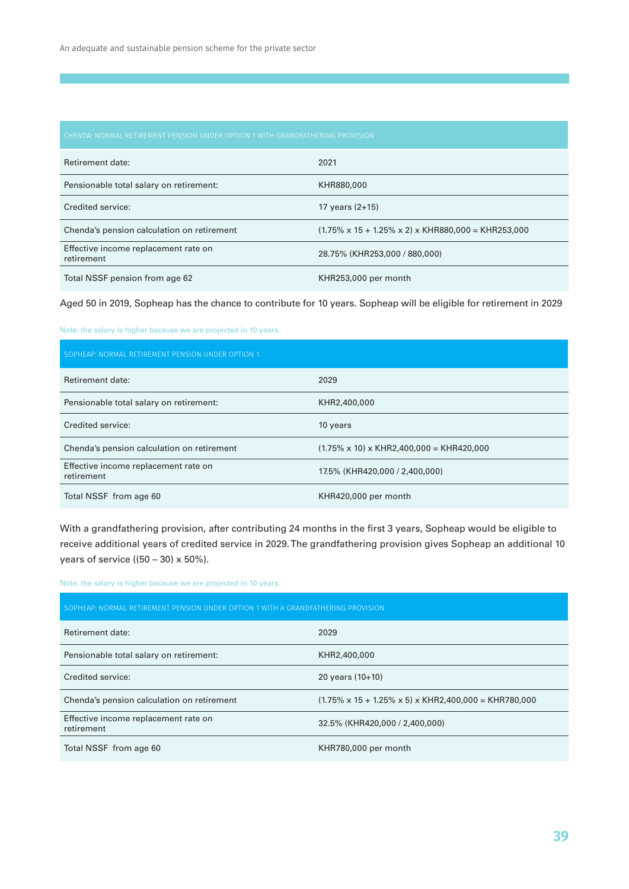| CHENDA: NORMAL RETIREMENT PENSION UNDER OPTION 1 WITH GRANDFATHERING PROVISION | |
|---|---|
| Retirement date: | 2021 |
| Pensionable total salary on retirement: | KHR880,000 |
| Credited service: | 17 years (2+15) |
| Chenda's pension calculation on retirement | (1.75% x 15 + 1.25% x 2) x KHR880,000 = KHR253,000 |
| Effective income replacement rate on retirement | 28.75% (KHR253,000 / 880,000) |
| Total NSSF pension from age 62 | KHR253,000 per month |

Aged 50 in 2019, Sopheap has the chance to contribute for 10 years. Sopheap will be eligible for retirement in 2029

Note: the salary is higher because we are projected in 10 years.

| SOPHEAP: NORMAL RETIREMENT PENSION UNDER OPTION 1 | |
|---|---|
| Retirement date: | 2029 |
| Pensionable total salary on retirement: | KHR2,400,000 |
| Credited service: | 10 years |
| Chenda's pension calculation on retirement | (1.75% x 10) x KHR2,400,000 = KHR420,000 |
| Effective income replacement rate on retirement | 17.5% (KHR420,000 / 2,400,000) |
| Total NSSF from age 60 | KHR420,000 per month |

With a grandfathering provision, after contributing 24 months in the first 3 years, Sopheap would be eligible to receive additional years of credited service in 2029. The grandfathering provision gives Sopheap an additional 10 years of service ((50 – 30) x 50%).

Note: the salary is higher because we are projected in 10 years.

| SOPHEAP: NORMAL RETIREMENT PENSION UNDER OPTION 1 WITH A GRANDFATHERING PROVISION | |
|---|---|
| Retirement date: | 2029 |
| Pensionable total salary on retirement: | KHR2,400,000 |
| Credited service: | 20 years (10+10) |
| Chenda's pension calculation on retirement | (1.75% x 15 + 1.25% x 5) x KHR2,400,000 = KHR780,000 |
| Effective income replacement rate on retirement | 32.5% (KHR420,000 / 2,400,000) |
| Total NSSF from age 60 | KHR780,000 per month |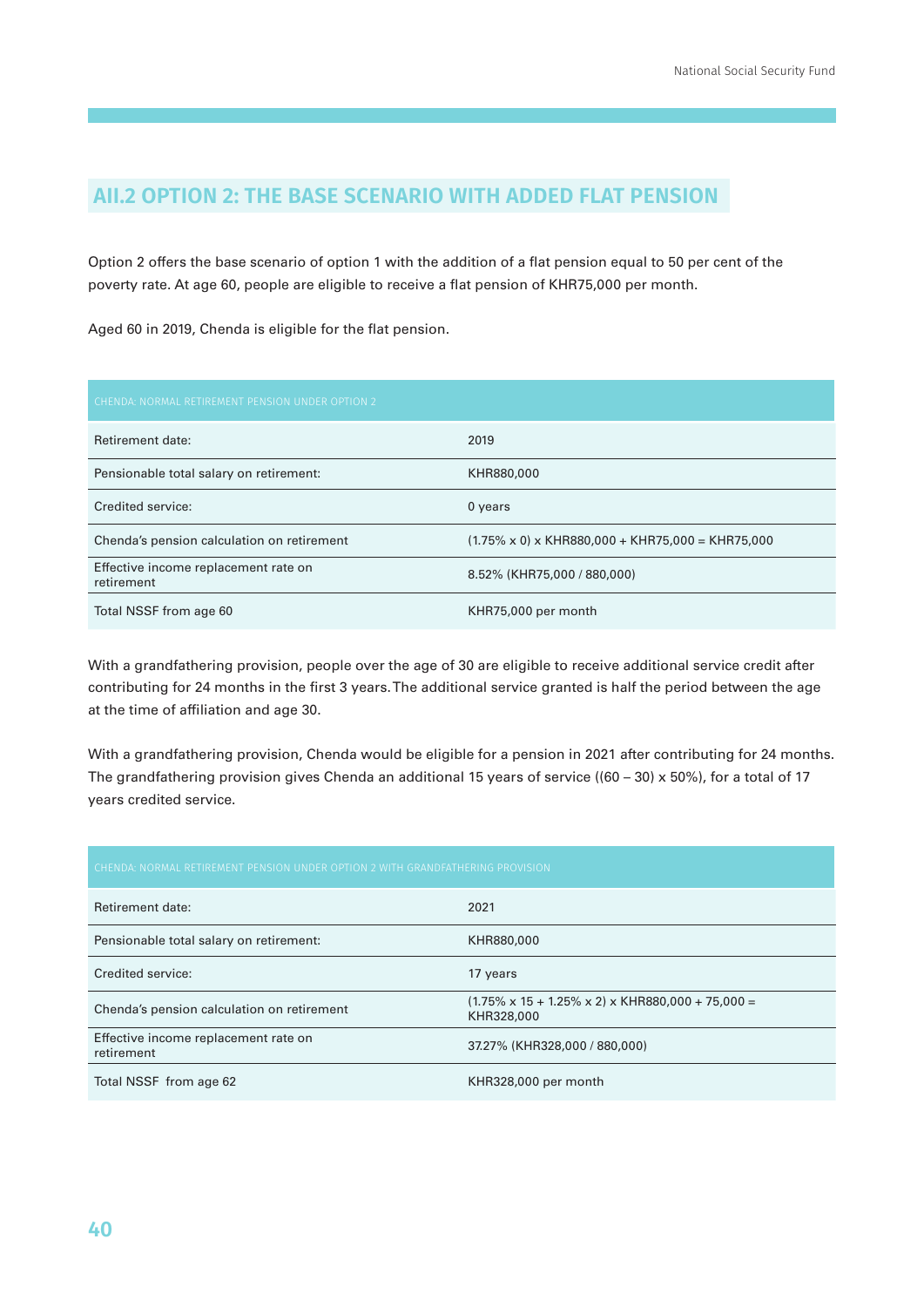## AII.2 OPTION 2: THE BASE SCENARIO WITH ADDED FLAT PENSION

Option 2 offers the base scenario of option 1 with the addition of a flat pension equal to 50 per cent of the poverty rate. At age 60, people are eligible to receive a flat pension of KHR75,000 per month.

Aged 60 in 2019, Chenda is eligible for the flat pension.

| CHENDA: NORMAL RETIREMENT PENSION UNDER OPTION 2 | |
|---|---|
| Retirement date: | 2019 |
| Pensionable total salary on retirement: | KHR880,000 |
| Credited service: | 0 years |
| Chenda's pension calculation on retirement | (1.75% x 0) x KHR880,000 + KHR75,000 = KHR75,000 |
| Effective income replacement rate on retirement | 8.52% (KHR75,000 / 880,000) |
| Total NSSF from age 60 | KHR75,000 per month |

With a grandfathering provision, people over the age of 30 are eligible to receive additional service credit after contributing for 24 months in the first 3 years. The additional service granted is half the period between the age at the time of affiliation and age 30.

With a grandfathering provision, Chenda would be eligible for a pension in 2021 after contributing for 24 months. The grandfathering provision gives Chenda an additional 15 years of service ((60 – 30) x 50%), for a total of 17 years credited service.

| CHENDA: NORMAL RETIREMENT PENSION UNDER OPTION 2 WITH GRANDFATHERING PROVISION | |
|---|---|
| Retirement date: | 2021 |
| Pensionable total salary on retirement: | KHR880,000 |
| Credited service: | 17 years |
| Chenda's pension calculation on retirement | (1.75% x 15 + 1.25% x 2) x KHR880,000 + 75,000 = KHR328,000 |
| Effective income replacement rate on retirement | 37.27% (KHR328,000 / 880,000) |
| Total NSSF from age 62 | KHR328,000 per month |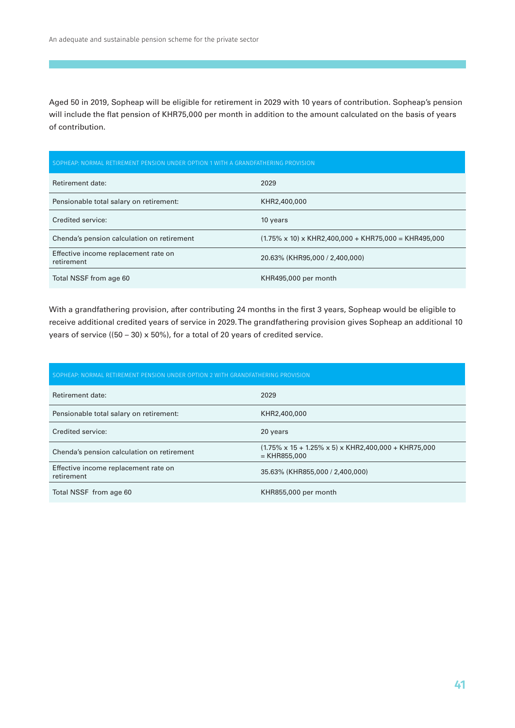Aged 50 in 2019, Sopheap will be eligible for retirement in 2029 with 10 years of contribution. Sopheap's pension will include the flat pension of KHR75,000 per month in addition to the amount calculated on the basis of years of contribution.

| SOPHEAP: NORMAL RETIREMENT PENSION UNDER OPTION 1 WITH A GRANDFATHERING PROVISION | |
|---|---|
| Retirement date: | 2029 |
| Pensionable total salary on retirement: | KHR2,400,000 |
| Credited service: | 10 years |
| Chenda's pension calculation on retirement | (1.75% x 10) x KHR2,400,000 + KHR75,000 = KHR495,000 |
| Effective income replacement rate on retirement | 20.63% (KHR95,000 / 2,400,000) |
| Total NSSF from age 60 | KHR495,000 per month |

With a grandfathering provision, after contributing 24 months in the first 3 years, Sopheap would be eligible to receive additional credited years of service in 2029. The grandfathering provision gives Sopheap an additional 10 years of service ((50 – 30) x 50%), for a total of 20 years of credited service.

| SOPHEAP: NORMAL RETIREMENT PENSION UNDER OPTION 2 WITH GRANDFATHERING PROVISION | |
|---|---|
| Retirement date: | 2029 |
| Pensionable total salary on retirement: | KHR2,400,000 |
| Credited service: | 20 years |
| Chenda's pension calculation on retirement | (1.75% x 15 + 1.25% x 5) x KHR2,400,000 + KHR75,000 = KHR855,000 |
| Effective income replacement rate on retirement | 35.63% (KHR855,000 / 2,400,000) |
| Total NSSF from age 60 | KHR855,000 per month |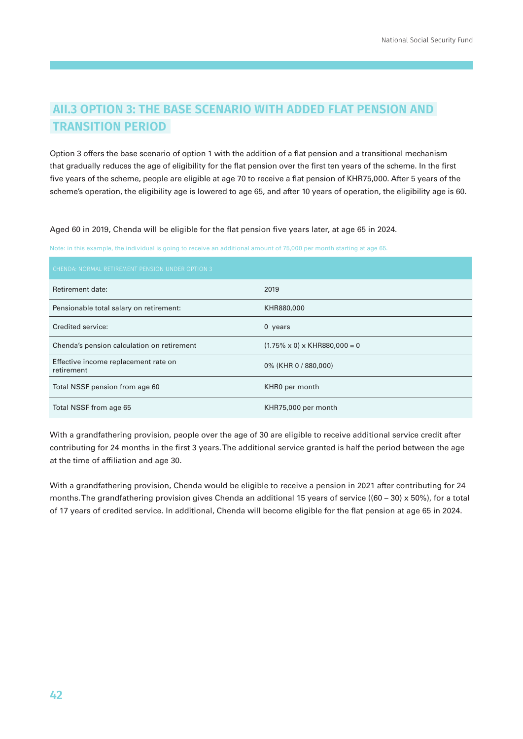## AII.3 OPTION 3: THE BASE SCENARIO WITH ADDED FLAT PENSION AND TRANSITION PERIOD

Option 3 offers the base scenario of option 1 with the addition of a flat pension and a transitional mechanism that gradually reduces the age of eligibility for the flat pension over the first ten years of the scheme. In the first five years of the scheme, people are eligible at age 70 to receive a flat pension of KHR75,000. After 5 years of the scheme's operation, the eligibility age is lowered to age 65, and after 10 years of operation, the eligibility age is 60.

Aged 60 in 2019, Chenda will be eligible for the flat pension five years later, at age 65 in 2024.

Note: in this example, the individual is going to receive an additional amount of 75,000 per month starting at age 65.

| CHENDA: NORMAL RETIREMENT PENSION UNDER OPTION 3 | |
|---|---|
| Retirement date: | 2019 |
| Pensionable total salary on retirement: | KHR880,000 |
| Credited service: | 0 years |
| Chenda's pension calculation on retirement | (1.75% x 0) x KHR880,000 = 0 |
| Effective income replacement rate on retirement | 0% (KHR 0 / 880,000) |
| Total NSSF pension from age 60 | KHR0 per month |
| Total NSSF from age 65 | KHR75,000 per month |

With a grandfathering provision, people over the age of 30 are eligible to receive additional service credit after contributing for 24 months in the first 3 years. The additional service granted is half the period between the age at the time of affiliation and age 30.

With a grandfathering provision, Chenda would be eligible to receive a pension in 2021 after contributing for 24 months. The grandfathering provision gives Chenda an additional 15 years of service ((60 – 30) x 50%), for a total of 17 years of credited service. In additional, Chenda will become eligible for the flat pension at age 65 in 2024.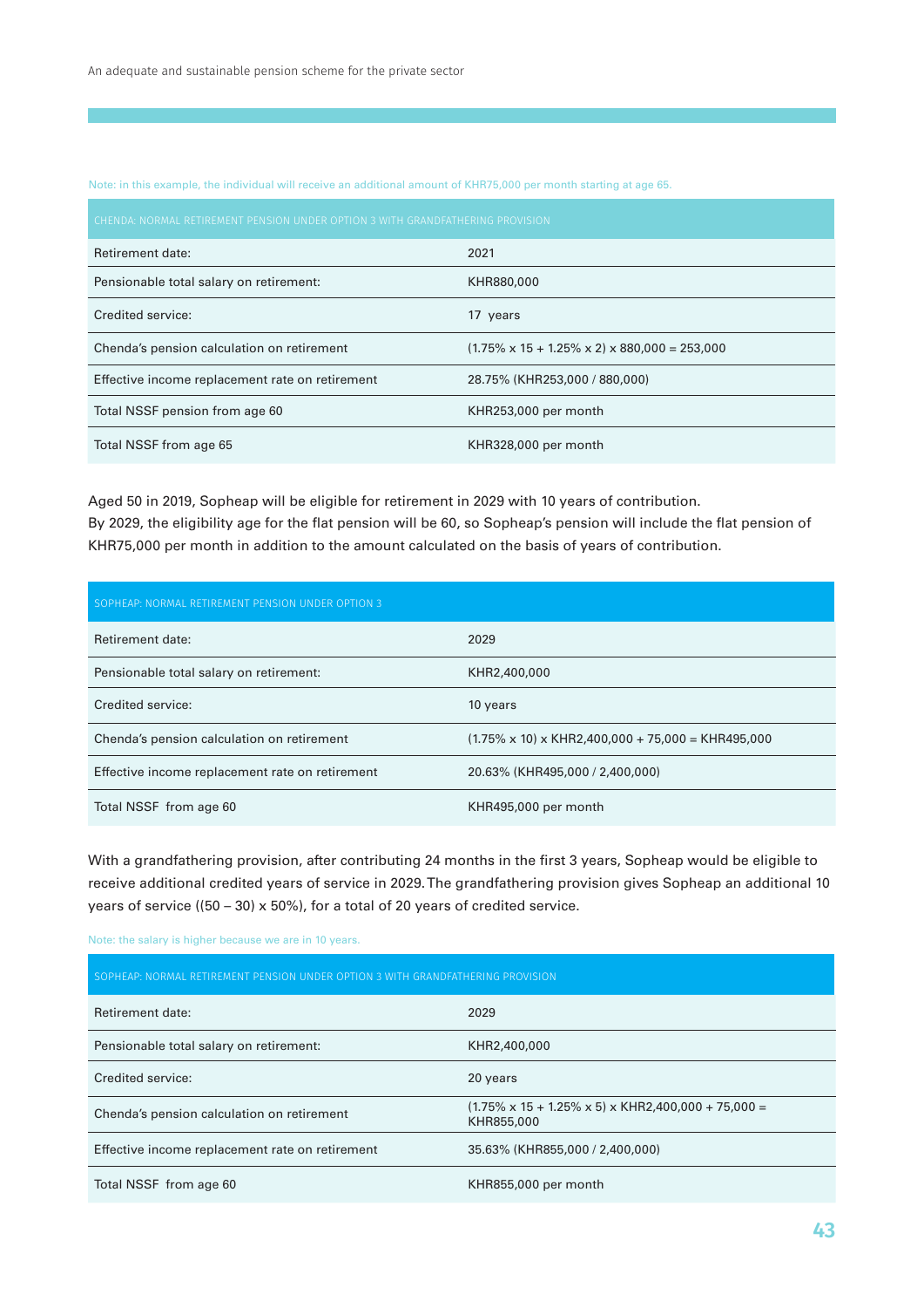Note: in this example, the individual will receive an additional amount of KHR75,000 per month starting at age 65.

| CHENDA: NORMAL RETIREMENT PENSION UNDER OPTION 3 WITH GRANDFATHERING PROVISION | |
|---|---|
| Retirement date: | 2021 |
| Pensionable total salary on retirement: | KHR880,000 |
| Credited service: | 17 years |
| Chenda's pension calculation on retirement | (1.75% x 15 + 1.25% x 2) x 880,000 = 253,000 |
| Effective income replacement rate on retirement | 28.75% (KHR253,000 / 880,000) |
| Total NSSF pension from age 60 | KHR253,000 per month |
| Total NSSF from age 65 | KHR328,000 per month |

Aged 50 in 2019, Sopheap will be eligible for retirement in 2029 with 10 years of contribution.
By 2029, the eligibility age for the flat pension will be 60, so Sopheap's pension will include the flat pension of KHR75,000 per month in addition to the amount calculated on the basis of years of contribution.

| SOPHEAP: NORMAL RETIREMENT PENSION UNDER OPTION 3 | |
|---|---|
| Retirement date: | 2029 |
| Pensionable total salary on retirement: | KHR2,400,000 |
| Credited service: | 10 years |
| Chenda's pension calculation on retirement | (1.75% x 10) x KHR2,400,000 + 75,000 = KHR495,000 |
| Effective income replacement rate on retirement | 20.63% (KHR495,000 / 2,400,000) |
| Total NSSF from age 60 | KHR495,000 per month |

With a grandfathering provision, after contributing 24 months in the first 3 years, Sopheap would be eligible to receive additional credited years of service in 2029. The grandfathering provision gives Sopheap an additional 10 years of service ((50 – 30) x 50%), for a total of 20 years of credited service.

Note: the salary is higher because we are in 10 years.

| SOPHEAP: NORMAL RETIREMENT PENSION UNDER OPTION 3 WITH GRANDFATHERING PROVISION | |
|---|---|
| Retirement date: | 2029 |
| Pensionable total salary on retirement: | KHR2,400,000 |
| Credited service: | 20 years |
| Chenda's pension calculation on retirement | (1.75% x 15 + 1.25% x 5) x KHR2,400,000 + 75,000 = KHR855,000 |
| Effective income replacement rate on retirement | 35.63% (KHR855,000 / 2,400,000) |
| Total NSSF from age 60 | KHR855,000 per month |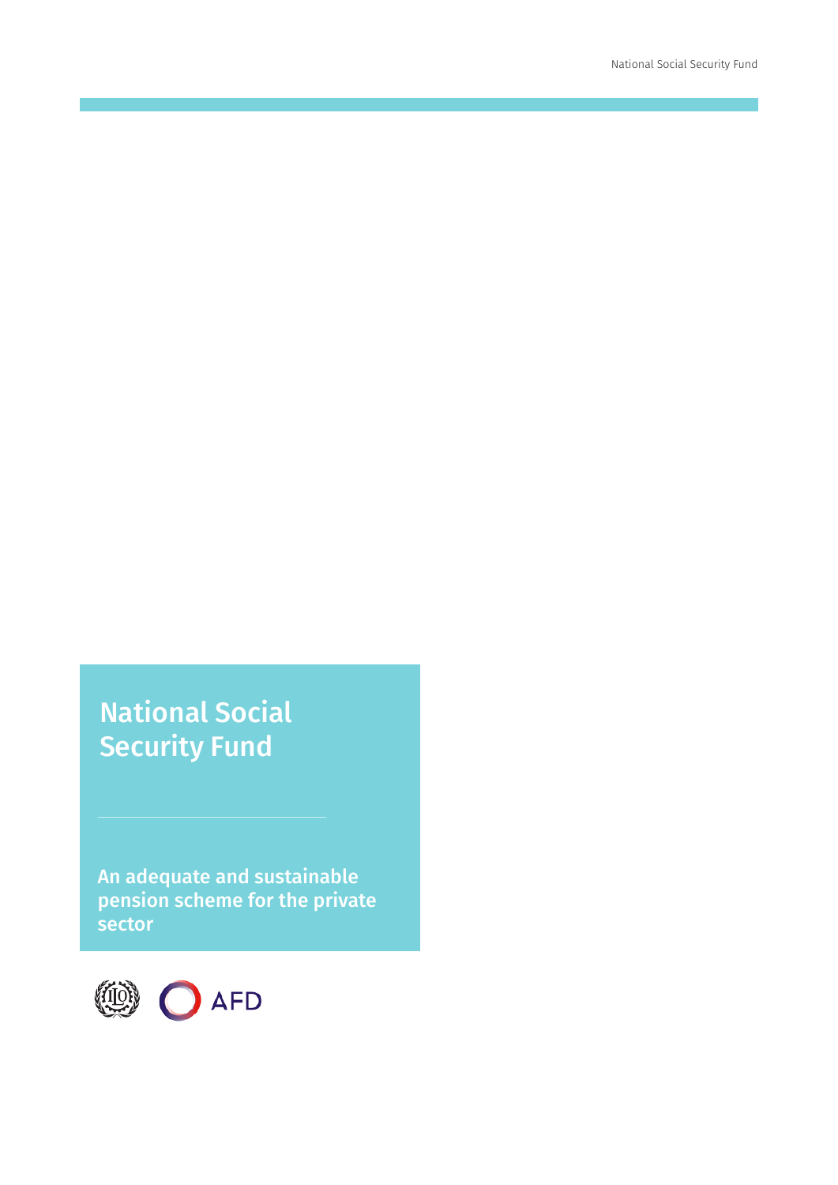# National Social Security Fund

An adequate and sustainable pension scheme for the private sector

AFD